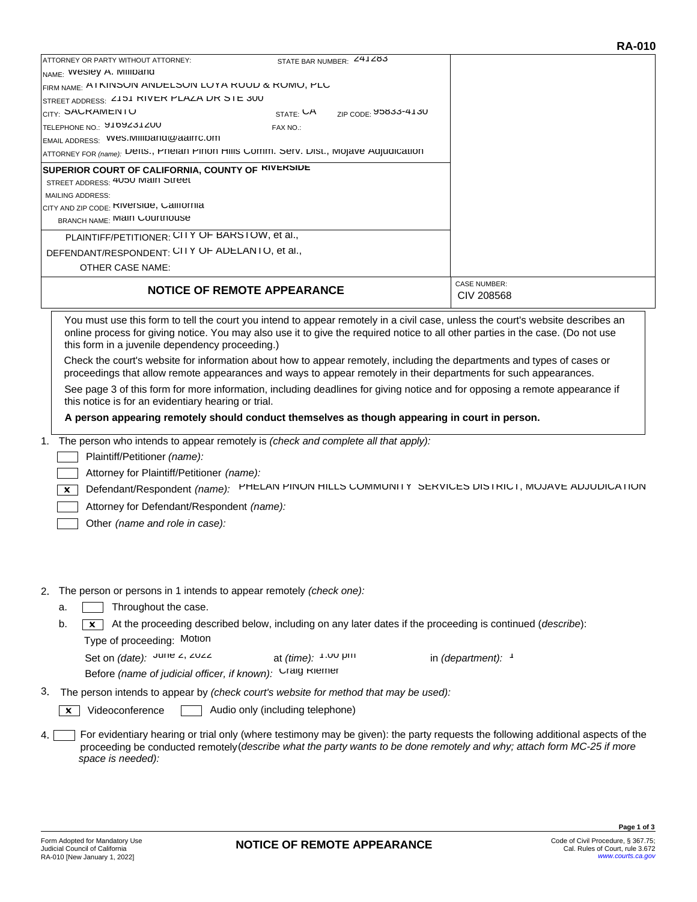**RA-010**

| ATTORNEY OR PARTY WITHOUT ATTORNEY: | STATE BAR NUMBER: 241283 |
|---|---|
| NAME: Wesley A. Miliband | |
| FIRM NAME: ATKINSON ANDELSON LOYA RUUD & ROMO, PLC | |
| STREET ADDRESS: 2151 RIVER PLAZA DR STE 300 | |
| CITY: SACRAMENTO | STATE: CA ZIP CODE: 95833-4130 |
| TELEPHONE NO.: 9169231200 | FAX NO.: |
| EMAIL ADDRESS: Wes.Miliband@aalrr.com | |
| ATTORNEY FOR (name): Defts., Phelan Pinon Hills Comm. Serv. Dist., Mojave Adjudication | |

**SUPERIOR COURT OF CALIFORNIA, COUNTY OF RIVERSIDE**

STREET ADDRESS: 4050 Main Street

MAILING ADDRESS:

CITY AND ZIP CODE: Riverside, California

BRANCH NAME: Main Courthouse

PLAINTIFF/PETITIONER: CITY OF BARSTOW, et al.,

DEFENDANT/RESPONDENT: CITY OF ADELANTO, et al.,

OTHER CASE NAME:

## NOTICE OF REMOTE APPEARANCE

CASE NUMBER: CIV 208568

You must use this form to tell the court you intend to appear remotely in a civil case, unless the court's website describes an online process for giving notice. You may also use it to give the required notice to all other parties in the case. (Do not use this form in a juvenile dependency proceeding.)

Check the court's website for information about how to appear remotely, including the departments and types of cases or proceedings that allow remote appearances and ways to appear remotely in their departments for such appearances.

See page 3 of this form for more information, including deadlines for giving notice and for opposing a remote appearance if this notice is for an evidentiary hearing or trial.

**A person appearing remotely should conduct themselves as though appearing in court in person.**

1. The person who intends to appear remotely is *(check and complete all that apply):*
   - [ ] Plaintiff/Petitioner *(name):*
   - [ ] Attorney for Plaintiff/Petitioner *(name):*
   - [x] Defendant/Respondent *(name):* PHELAN PINON HILLS COMMUNITY SERVICES DISTRICT, MOJAVE ADJUDICATION
   - [ ] Attorney for Defendant/Respondent *(name):*
   - [ ] Other *(name and role in case):*

2. The person or persons in 1 intends to appear remotely *(check one):*
   a. [ ] Throughout the case.
   b. [x] At the proceeding described below, including on any later dates if the proceeding is continued (*describe*):
   Type of proceeding: Motion
   Set on *(date):* June 2, 2022 at *(time):* 1:00 pm in *(department):* 1
   Before *(name of judicial officer, if known):* Craig Riemer

3. The person intends to appear by *(check court's website for method that may be used):*
   - [x] Videoconference
   - [ ] Audio only (including telephone)

4. [ ] For evidentiary hearing or trial only (where testimony may be given): the party requests the following additional aspects of the proceeding be conducted remotely*(describe what the party wants to be done remotely and why; attach form MC-25 if more space is needed):*

Form Adopted for Mandatory Use
Judicial Council of California
RA-010 [New January 1, 2022]

**NOTICE OF REMOTE APPEARANCE**

Code of Civil Procedure, § 367.75;
Cal. Rules of Court, rule 3.672
www.courts.ca.gov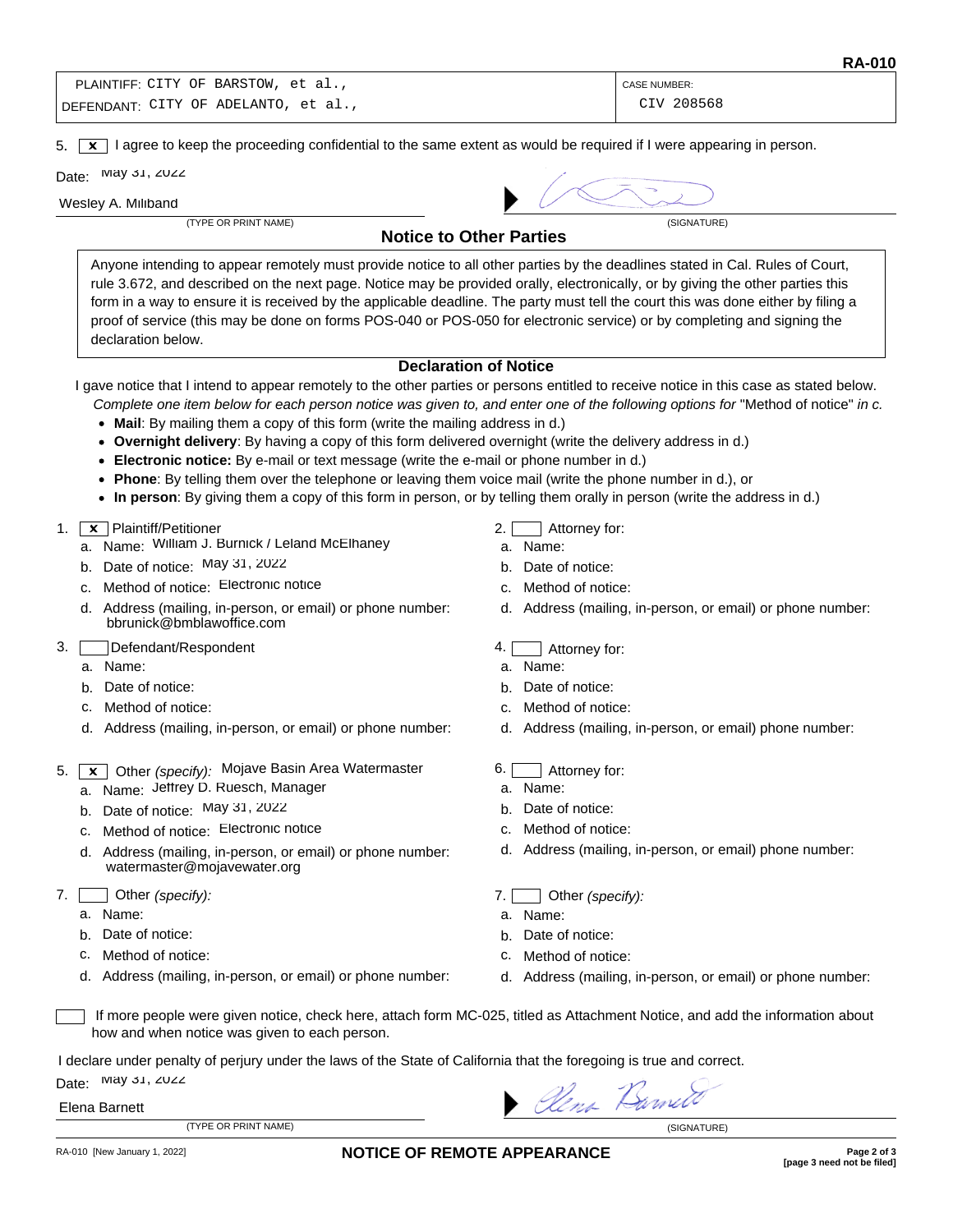PLAINTIFF: CITY OF BARSTOW, et al.,
DEFENDANT: CITY OF ADELANTO, et al.,

CASE NUMBER: CIV 208568

5. [x] I agree to keep the proceeding confidential to the same extent as would be required if I were appearing in person.

Date: May 31, 2022

Wesley A. Miliband
(TYPE OR PRINT NAME)

(SIGNATURE)

## Notice to Other Parties

Anyone intending to appear remotely must provide notice to all other parties by the deadlines stated in Cal. Rules of Court, rule 3.672, and described on the next page. Notice may be provided orally, electronically, or by giving the other parties this form in a way to ensure it is received by the applicable deadline. The party must tell the court this was done either by filing a proof of service (this may be done on forms POS-040 or POS-050 for electronic service) or by completing and signing the declaration below.

### Declaration of Notice

I gave notice that I intend to appear remotely to the other parties or persons entitled to receive notice in this case as stated below. *Complete one item below for each person notice was given to, and enter one of the following options for* "Method of notice" *in c.*

- **Mail**: By mailing them a copy of this form (write the mailing address in d.)
- **Overnight delivery**: By having a copy of this form delivered overnight (write the delivery address in d.)
- **Electronic notice:** By e-mail or text message (write the e-mail or phone number in d.)
- **Phone**: By telling them over the telephone or leaving them voice mail (write the phone number in d.), or
- **In person**: By giving them a copy of this form in person, or by telling them orally in person (write the address in d.)

1. [x] Plaintiff/Petitioner
   a. Name: William J. Brunick / Leland McElhaney
   b. Date of notice: May 31, 2022
   c. Method of notice: Electronic notice
   d. Address (mailing, in-person, or email) or phone number: bbrunick@bmblawoffice.com

2. [ ] Attorney for:
   a. Name:
   b. Date of notice:
   c. Method of notice:
   d. Address (mailing, in-person, or email) or phone number:

3. [ ] Defendant/Respondent
   a. Name:
   b. Date of notice:
   c. Method of notice:
   d. Address (mailing, in-person, or email) or phone number:

4. [ ] Attorney for:
   a. Name:
   b. Date of notice:
   c. Method of notice:
   d. Address (mailing, in-person, or email) phone number:

5. [x] Other *(specify)*: Mojave Basin Area Watermaster
   a. Name: Jeffrey D. Ruesch, Manager
   b. Date of notice: May 31, 2022
   c. Method of notice: Electronic notice
   d. Address (mailing, in-person, or email) or phone number: watermaster@mojavewater.org

6. [ ] Attorney for:
   a. Name:
   b. Date of notice:
   c. Method of notice:
   d. Address (mailing, in-person, or email) phone number:

7. [ ] Other *(specify)*:
   a. Name:
   b. Date of notice:
   c. Method of notice:
   d. Address (mailing, in-person, or email) or phone number:

7. [ ] Other *(specify)*:
   a. Name:
   b. Date of notice:
   c. Method of notice:
   d. Address (mailing, in-person, or email) or phone number:

[ ] If more people were given notice, check here, attach form MC-025, titled as Attachment Notice, and add the information about how and when notice was given to each person.

I declare under penalty of perjury under the laws of the State of California that the foregoing is true and correct.

Date: May 31, 2022

Elena Barnett
(TYPE OR PRINT NAME)

(SIGNATURE)

RA-010 [New January 1, 2022] **NOTICE OF REMOTE APPEARANCE** [page 3 need not be filed]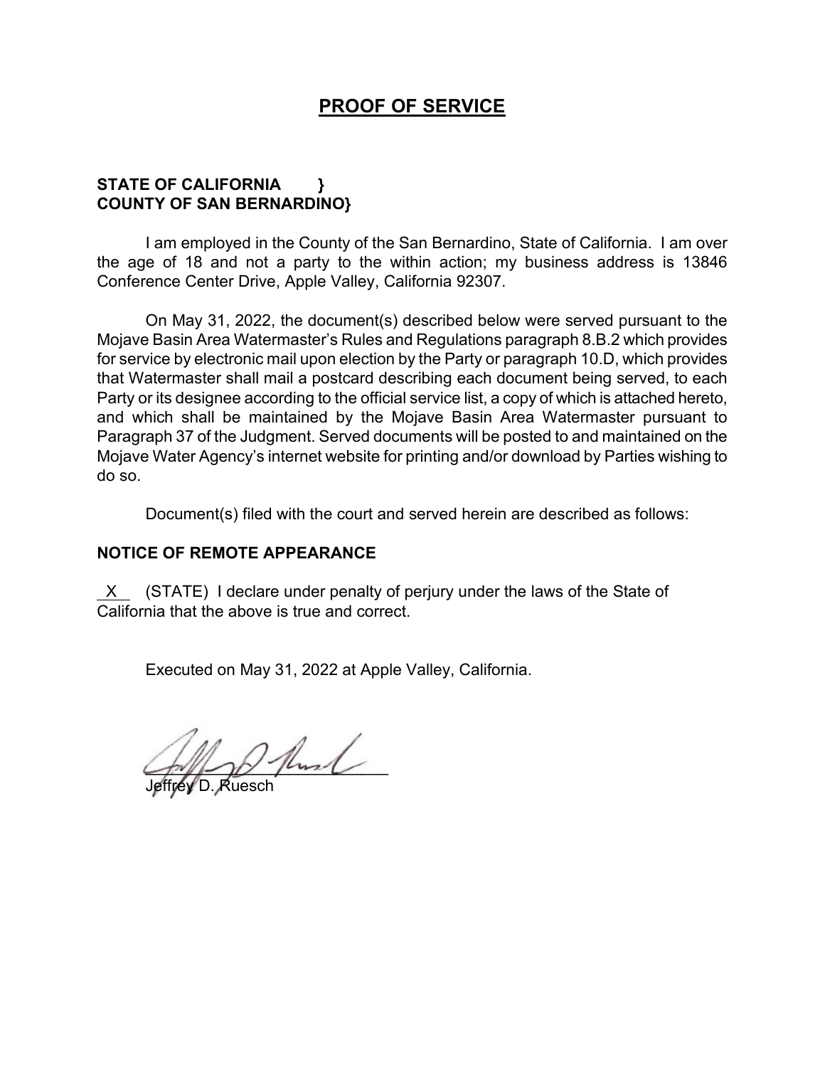# PROOF OF SERVICE

**STATE OF CALIFORNIA }**
**COUNTY OF SAN BERNARDINO}**

I am employed in the County of the San Bernardino, State of California. I am over the age of 18 and not a party to the within action; my business address is 13846 Conference Center Drive, Apple Valley, California 92307.

On May 31, 2022, the document(s) described below were served pursuant to the Mojave Basin Area Watermaster's Rules and Regulations paragraph 8.B.2 which provides for service by electronic mail upon election by the Party or paragraph 10.D, which provides that Watermaster shall mail a postcard describing each document being served, to each Party or its designee according to the official service list, a copy of which is attached hereto, and which shall be maintained by the Mojave Basin Area Watermaster pursuant to Paragraph 37 of the Judgment. Served documents will be posted to and maintained on the Mojave Water Agency's internet website for printing and/or download by Parties wishing to do so.

Document(s) filed with the court and served herein are described as follows:

**NOTICE OF REMOTE APPEARANCE**

X (STATE) I declare under penalty of perjury under the laws of the State of California that the above is true and correct.

Executed on May 31, 2022 at Apple Valley, California.

Jeffrey D. Ruesch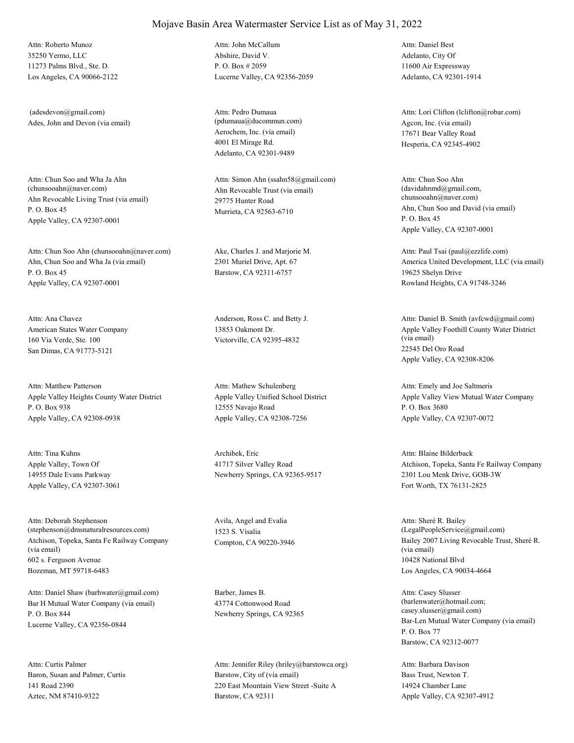# Mojave Basin Area Watermaster Service List as of May 31, 2022

Attn: Roberto Munoz
35250 Yermo, LLC
11273 Palms Blvd., Ste. D.
Los Angeles, CA 90066-2122

Attn: John McCallum
Abshire, David V.
P. O. Box # 2059
Lucerne Valley, CA 92356-2059

Attn: Daniel Best
Adelanto, City Of
11600 Air Expressway
Adelanto, CA 92301-1914

(adesdevon@gmail.com)
Ades, John and Devon (via email)

Attn: Pedro Dumaua
(pdumaua@ducommun.com)
Aerochem, Inc. (via email)
4001 El Mirage Rd.
Adelanto, CA 92301-9489

Attn: Lori Clifton (lclifton@robar.com)
Agcon, Inc. (via email)
17671 Bear Valley Road
Hesperia, CA 92345-4902

Attn: Chun Soo and Wha Ja Ahn
(chunsooahn@naver.com)
Ahn Revocable Living Trust (via email)
P. O. Box 45
Apple Valley, CA 92307-0001

Attn: Simon Ahn (ssahn58@gmail.com)
Ahn Revocable Trust (via email)
29775 Hunter Road
Murrieta, CA 92563-6710

Attn: Chun Soo Ahn
(davidahnmd@gmail.com,
chunsooahn@naver.com)
Ahn, Chun Soo and David (via email)
P. O. Box 45
Apple Valley, CA 92307-0001

Attn: Chun Soo Ahn (chunsooahn@naver.com)
Ahn, Chun Soo and Wha Ja (via email)
P. O. Box 45
Apple Valley, CA 92307-0001

Ake, Charles J. and Marjorie M.
2301 Muriel Drive, Apt. 67
Barstow, CA 92311-6757

Attn: Paul Tsai (paul@ezzlife.com)
America United Development, LLC (via email)
19625 Shelyn Drive
Rowland Heights, CA 91748-3246

Attn: Ana Chavez
American States Water Company
160 Via Verde, Ste. 100
San Dimas, CA 91773-5121

Anderson, Ross C. and Betty J.
13853 Oakmont Dr.
Victorville, CA 92395-4832

Attn: Daniel B. Smith (avfcwd@gmail.com)
Apple Valley Foothill County Water District
(via email)
22545 Del Oro Road
Apple Valley, CA 92308-8206

Attn: Matthew Patterson
Apple Valley Heights County Water District
P. O. Box 938
Apple Valley, CA 92308-0938

Attn: Mathew Schulenberg
Apple Valley Unified School District
12555 Navajo Road
Apple Valley, CA 92308-7256

Attn: Emely and Joe Saltmeris
Apple Valley View Mutual Water Company
P. O. Box 3680
Apple Valley, CA 92307-0072

Attn: Tina Kuhns
Apple Valley, Town Of
14955 Dale Evans Parkway
Apple Valley, CA 92307-3061

Archibek, Eric
41717 Silver Valley Road
Newberry Springs, CA 92365-9517

Attn: Blaine Bilderback
Atchison, Topeka, Santa Fe Railway Company
2301 Lou Menk Drive, GOB-3W
Fort Worth, TX 76131-2825

Attn: Deborah Stephenson
(stephenson@dmsnaturalresources.com)
Atchison, Topeka, Santa Fe Railway Company
(via email)
602 s. Ferguson Avenue
Bozeman, MT 59718-6483

Avila, Angel and Evalia
1523 S. Visalia
Compton, CA 90220-3946

Attn: Sheré R. Bailey
(LegalPeopleService@gmail.com)
Bailey 2007 Living Revocable Trust, Sheré R.
(via email)
10428 National Blvd
Los Angeles, CA 90034-4664

Attn: Daniel Shaw (barhwater@gmail.com)
Bar H Mutual Water Company (via email)
P. O. Box 844
Lucerne Valley, CA 92356-0844

Barber, James B.
43774 Cottonwood Road
Newberry Springs, CA 92365

Attn: Casey Slusser
(barlenwater@hotmail.com;
casey.slusser@gmail.com)
Bar-Len Mutual Water Company (via email)
P. O. Box 77
Barstow, CA 92312-0077

Attn: Curtis Palmer
Baron, Susan and Palmer, Curtis
141 Road 2390
Aztec, NM 87410-9322

Attn: Jennifer Riley (hriley@barstowca.org)
Barstow, City of (via email)
220 East Mountain View Street -Suite A
Barstow, CA 92311

Attn: Barbara Davison
Bass Trust, Newton T.
14924 Chamber Lane
Apple Valley, CA 92307-4912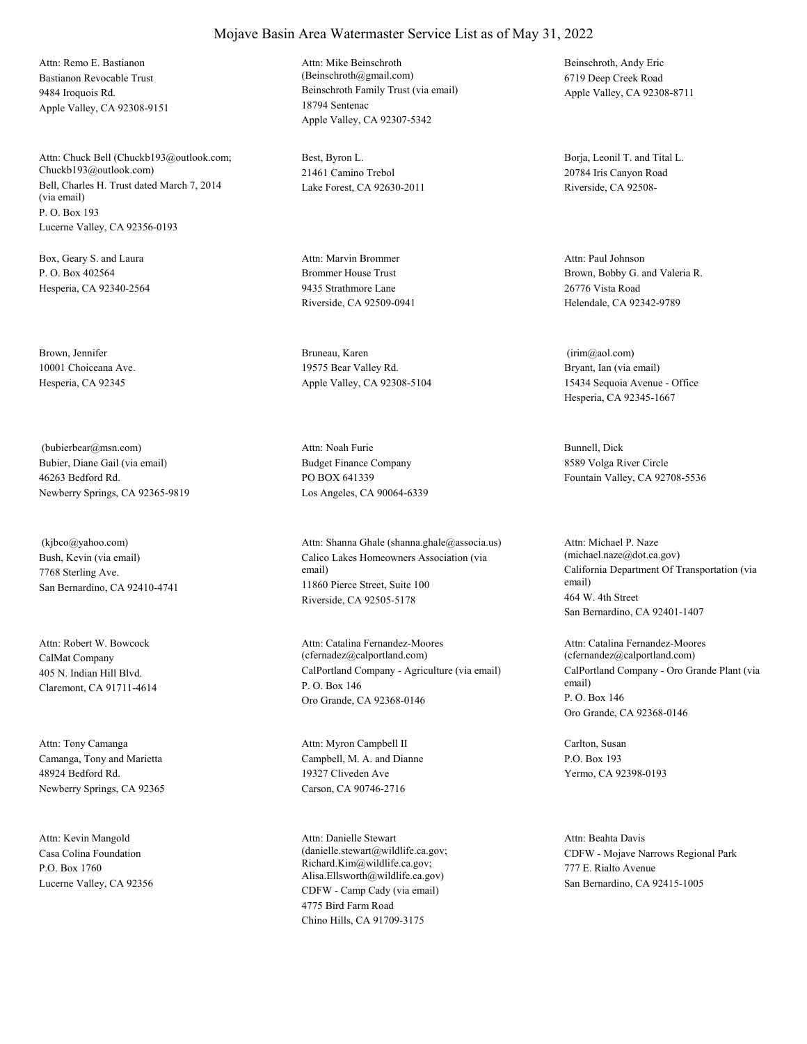# Mojave Basin Area Watermaster Service List as of May 31, 2022

Attn: Remo E. Bastianon
Bastianon Revocable Trust
9484 Iroquois Rd.
Apple Valley, CA 92308-9151

Attn: Mike Beinschroth
(Beinschroth@gmail.com)
Beinschroth Family Trust (via email)
18794 Sentenac
Apple Valley, CA 92307-5342

Beinschroth, Andy Eric
6719 Deep Creek Road
Apple Valley, CA 92308-8711

Attn: Chuck Bell (Chuckb193@outlook.com; Chuckb193@outlook.com)
Bell, Charles H. Trust dated March 7, 2014 (via email)
P. O. Box 193
Lucerne Valley, CA 92356-0193

Best, Byron L.
21461 Camino Trebol
Lake Forest, CA 92630-2011

Borja, Leonil T. and Tital L.
20784 Iris Canyon Road
Riverside, CA 92508-

Box, Geary S. and Laura
P. O. Box 402564
Hesperia, CA 92340-2564

Attn: Marvin Brommer
Brommer House Trust
9435 Strathmore Lane
Riverside, CA 92509-0941

Attn: Paul Johnson
Brown, Bobby G. and Valeria R.
26776 Vista Road
Helendale, CA 92342-9789

Brown, Jennifer
10001 Choiceana Ave.
Hesperia, CA 92345

Bruneau, Karen
19575 Bear Valley Rd.
Apple Valley, CA 92308-5104

(irim@aol.com)
Bryant, Ian (via email)
15434 Sequoia Avenue - Office
Hesperia, CA 92345-1667

(bubierbear@msn.com)
Bubier, Diane Gail (via email)
46263 Bedford Rd.
Newberry Springs, CA 92365-9819

Attn: Noah Furie
Budget Finance Company
PO BOX 641339
Los Angeles, CA 90064-6339

Bunnell, Dick
8589 Volga River Circle
Fountain Valley, CA 92708-5536

(kjbco@yahoo.com)
Bush, Kevin (via email)
7768 Sterling Ave.
San Bernardino, CA 92410-4741

Attn: Shanna Ghale (shanna.ghale@associa.us)
Calico Lakes Homeowners Association (via email)
11860 Pierce Street, Suite 100
Riverside, CA 92505-5178

Attn: Michael P. Naze
(michael.naze@dot.ca.gov)
California Department Of Transportation (via email)
464 W. 4th Street
San Bernardino, CA 92401-1407

Attn: Robert W. Bowcock
CalMat Company
405 N. Indian Hill Blvd.
Claremont, CA 91711-4614

Attn: Catalina Fernandez-Moores
(cfernadez@calportland.com)
CalPortland Company - Agriculture (via email)
P. O. Box 146
Oro Grande, CA 92368-0146

Attn: Catalina Fernandez-Moores
(cfernandez@calportland.com)
CalPortland Company - Oro Grande Plant (via email)
P. O. Box 146
Oro Grande, CA 92368-0146

Attn: Tony Camanga
Camanga, Tony and Marietta
48924 Bedford Rd.
Newberry Springs, CA 92365

Attn: Myron Campbell II
Campbell, M. A. and Dianne
19327 Cliveden Ave
Carson, CA 90746-2716

Carlton, Susan
P.O. Box 193
Yermo, CA 92398-0193

Attn: Kevin Mangold
Casa Colina Foundation
P.O. Box 1760
Lucerne Valley, CA 92356

Attn: Danielle Stewart
(danielle.stewart@wildlife.ca.gov; Richard.Kim@wildlife.ca.gov; Alisa.Ellsworth@wildlife.ca.gov)
CDFW - Camp Cady (via email)
4775 Bird Farm Road
Chino Hills, CA 91709-3175

Attn: Beahta Davis
CDFW - Mojave Narrows Regional Park
777 E. Rialto Avenue
San Bernardino, CA 92415-1005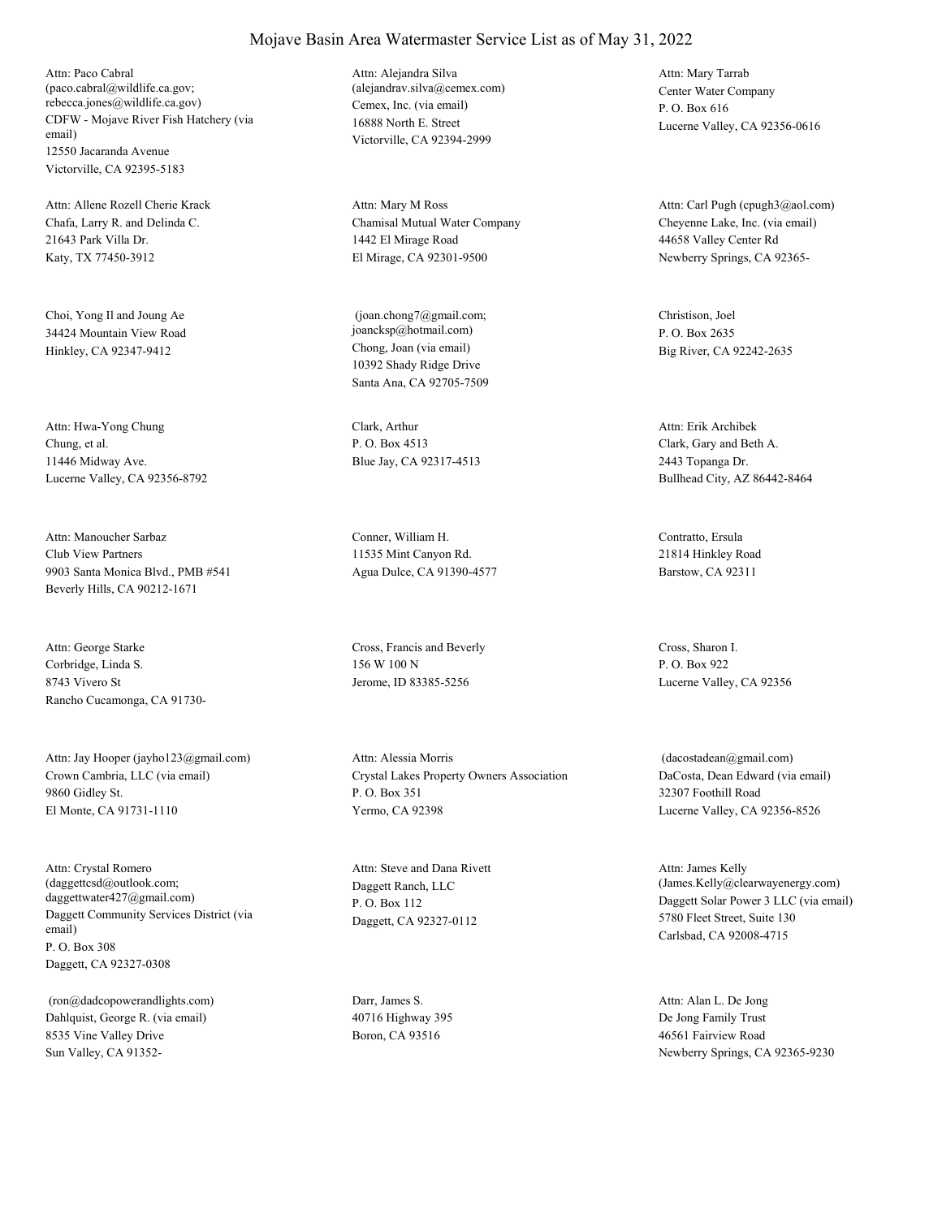# Mojave Basin Area Watermaster Service List as of May 31, 2022

Attn: Paco Cabral
(paco.cabral@wildlife.ca.gov; rebecca.jones@wildlife.ca.gov)
CDFW - Mojave River Fish Hatchery (via email)
12550 Jacaranda Avenue
Victorville, CA 92395-5183

Attn: Alejandra Silva
(alejandrav.silva@cemex.com)
Cemex, Inc. (via email)
16888 North E. Street
Victorville, CA 92394-2999

Attn: Mary Tarrab
Center Water Company
P. O. Box 616
Lucerne Valley, CA 92356-0616

Attn: Allene Rozell Cherie Krack
Chafa, Larry R. and Delinda C.
21643 Park Villa Dr.
Katy, TX 77450-3912

Attn: Mary M Ross
Chamisal Mutual Water Company
1442 El Mirage Road
El Mirage, CA 92301-9500

Attn: Carl Pugh (cpugh3@aol.com)
Cheyenne Lake, Inc. (via email)
44658 Valley Center Rd
Newberry Springs, CA 92365-

Choi, Yong Il and Joung Ae
34424 Mountain View Road
Hinkley, CA 92347-9412

(joan.chong7@gmail.com; joancksp@hotmail.com)
Chong, Joan (via email)
10392 Shady Ridge Drive
Santa Ana, CA 92705-7509

Christison, Joel
P. O. Box 2635
Big River, CA 92242-2635

Attn: Hwa-Yong Chung
Chung, et al.
11446 Midway Ave.
Lucerne Valley, CA 92356-8792

Clark, Arthur
P. O. Box 4513
Blue Jay, CA 92317-4513

Attn: Erik Archibek
Clark, Gary and Beth A.
2443 Topanga Dr.
Bullhead City, AZ 86442-8464

Attn: Manoucher Sarbaz
Club View Partners
9903 Santa Monica Blvd., PMB #541
Beverly Hills, CA 90212-1671

Conner, William H.
11535 Mint Canyon Rd.
Agua Dulce, CA 91390-4577

Contratto, Ersula
21814 Hinkley Road
Barstow, CA 92311

Attn: George Starke
Corbridge, Linda S.
8743 Vivero St
Rancho Cucamonga, CA 91730-

Cross, Francis and Beverly
156 W 100 N
Jerome, ID 83385-5256

Cross, Sharon I.
P. O. Box 922
Lucerne Valley, CA 92356

Attn: Jay Hooper (jayho123@gmail.com)
Crown Cambria, LLC (via email)
9860 Gidley St.
El Monte, CA 91731-1110

Attn: Alessia Morris
Crystal Lakes Property Owners Association
P. O. Box 351
Yermo, CA 92398

(dacostadean@gmail.com)
DaCosta, Dean Edward (via email)
32307 Foothill Road
Lucerne Valley, CA 92356-8526

Attn: Crystal Romero
(daggettcsd@outlook.com; daggettwater427@gmail.com)
Daggett Community Services District (via email)
P. O. Box 308
Daggett, CA 92327-0308

Attn: Steve and Dana Rivett
Daggett Ranch, LLC
P. O. Box 112
Daggett, CA 92327-0112

Attn: James Kelly
(James.Kelly@clearwayenergy.com)
Daggett Solar Power 3 LLC (via email)
5780 Fleet Street, Suite 130
Carlsbad, CA 92008-4715

(ron@dadcopowerandlights.com)
Dahlquist, George R. (via email)
8535 Vine Valley Drive
Sun Valley, CA 91352-

Darr, James S.
40716 Highway 395
Boron, CA 93516

Attn: Alan L. De Jong
De Jong Family Trust
46561 Fairview Road
Newberry Springs, CA 92365-9230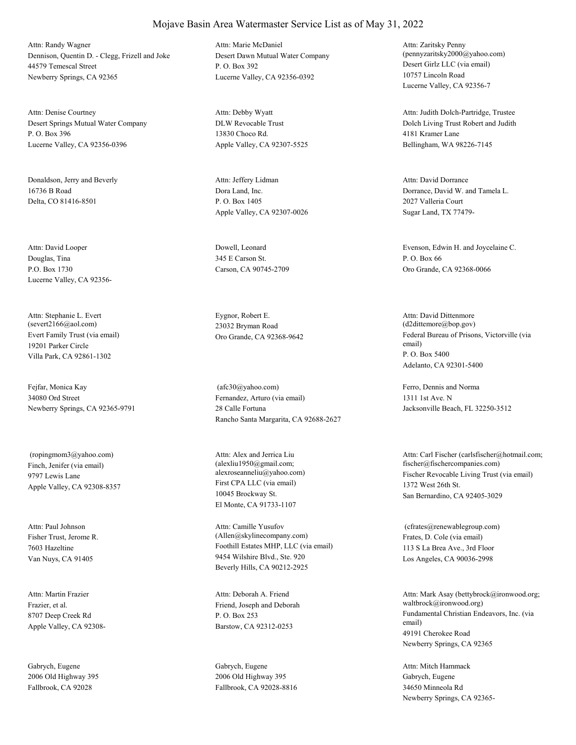# Mojave Basin Area Watermaster Service List as of May 31, 2022

Attn: Randy Wagner
Dennison, Quentin D. - Clegg, Frizell and Joke
44579 Temescal Street
Newberry Springs, CA 92365

Attn: Marie McDaniel
Desert Dawn Mutual Water Company
P. O. Box 392
Lucerne Valley, CA 92356-0392

Attn: Zaritsky Penny
(pennyzaritsky2000@yahoo.com)
Desert Girlz LLC (via email)
10757 Lincoln Road
Lucerne Valley, CA 92356-7

Attn: Denise Courtney
Desert Springs Mutual Water Company
P. O. Box 396
Lucerne Valley, CA 92356-0396

Attn: Debby Wyatt
DLW Revocable Trust
13830 Choco Rd.
Apple Valley, CA 92307-5525

Attn: Judith Dolch-Partridge, Trustee
Dolch Living Trust Robert and Judith
4181 Kramer Lane
Bellingham, WA 98226-7145

Donaldson, Jerry and Beverly
16736 B Road
Delta, CO 81416-8501

Attn: Jeffery Lidman
Dora Land, Inc.
P. O. Box 1405
Apple Valley, CA 92307-0026

Attn: David Dorrance
Dorrance, David W. and Tamela L.
2027 Valleria Court
Sugar Land, TX 77479-

Attn: David Looper
Douglas, Tina
P.O. Box 1730
Lucerne Valley, CA 92356-

Dowell, Leonard
345 E Carson St.
Carson, CA 90745-2709

Evenson, Edwin H. and Joycelaine C.
P. O. Box 66
Oro Grande, CA 92368-0066

Attn: Stephanie L. Evert
(severt2166@aol.com)
Evert Family Trust (via email)
19201 Parker Circle
Villa Park, CA 92861-1302

Eygnor, Robert E.
23032 Bryman Road
Oro Grande, CA 92368-9642

Attn: David Dittenmore
(d2dittemore@bop.gov)
Federal Bureau of Prisons, Victorville (via email)
P. O. Box 5400
Adelanto, CA 92301-5400

Fejfar, Monica Kay
34080 Ord Street
Newberry Springs, CA 92365-9791

(afc30@yahoo.com)
Fernandez, Arturo (via email)
28 Calle Fortuna
Rancho Santa Margarita, CA 92688-2627

Ferro, Dennis and Norma
1311 1st Ave. N
Jacksonville Beach, FL 32250-3512

(ropingmom3@yahoo.com)
Finch, Jenifer (via email)
9797 Lewis Lane
Apple Valley, CA 92308-8357

Attn: Alex and Jerrica Liu
(alexliu1950@gmail.com;
alexroseanneliu@yahoo.com)
First CPA LLC (via email)
10045 Brockway St.
El Monte, CA 91733-1107

Attn: Carl Fischer (carlsfischer@hotmail.com;
fischer@fischercompanies.com)
Fischer Revocable Living Trust (via email)
1372 West 26th St.
San Bernardino, CA 92405-3029

Attn: Paul Johnson
Fisher Trust, Jerome R.
7603 Hazeltine
Van Nuys, CA 91405

Attn: Camille Yusufov
(Allen@skylinecompany.com)
Foothill Estates MHP, LLC (via email)
9454 Wilshire Blvd., Ste. 920
Beverly Hills, CA 90212-2925

(cfrates@renewablegroup.com)
Frates, D. Cole (via email)
113 S La Brea Ave., 3rd Floor
Los Angeles, CA 90036-2998

Attn: Martin Frazier
Frazier, et al.
8707 Deep Creek Rd
Apple Valley, CA 92308-

Attn: Deborah A. Friend
Friend, Joseph and Deborah
P. O. Box 253
Barstow, CA 92312-0253

Attn: Mark Asay (bettybrock@ironwood.org;
waltbrock@ironwood.org)
Fundamental Christian Endeavors, Inc. (via email)
49191 Cherokee Road
Newberry Springs, CA 92365

Gabrych, Eugene
2006 Old Highway 395
Fallbrook, CA 92028

Gabrych, Eugene
2006 Old Highway 395
Fallbrook, CA 92028-8816

Attn: Mitch Hammack
Gabrych, Eugene
34650 Minneola Rd
Newberry Springs, CA 92365-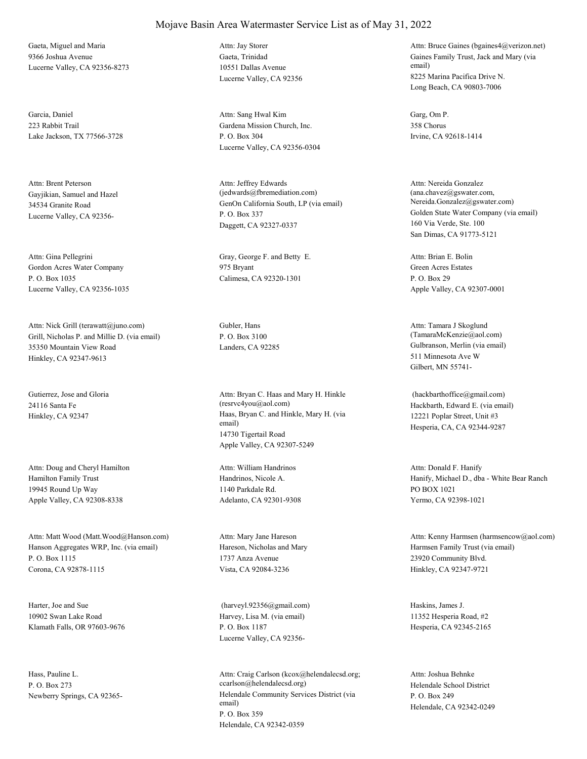# Mojave Basin Area Watermaster Service List as of May 31, 2022

Gaeta, Miguel and Maria
9366 Joshua Avenue
Lucerne Valley, CA 92356-8273

Attn: Jay Storer
Gaeta, Trinidad
10551 Dallas Avenue
Lucerne Valley, CA 92356

Attn: Bruce Gaines (bgaines4@verizon.net)
Gaines Family Trust, Jack and Mary (via email)
8225 Marina Pacifica Drive N.
Long Beach, CA 90803-7006

Garcia, Daniel
223 Rabbit Trail
Lake Jackson, TX 77566-3728

Attn: Sang Hwal Kim
Gardena Mission Church, Inc.
P. O. Box 304
Lucerne Valley, CA 92356-0304

Garg, Om P.
358 Chorus
Irvine, CA 92618-1414

Attn: Brent Peterson
Gayjikian, Samuel and Hazel
34534 Granite Road
Lucerne Valley, CA 92356-

Attn: Jeffrey Edwards (jedwards@fbremediation.com)
GenOn California South, LP (via email)
P. O. Box 337
Daggett, CA 92327-0337

Attn: Nereida Gonzalez (ana.chavez@gswater.com, Nereida.Gonzalez@gswater.com)
Golden State Water Company (via email)
160 Via Verde, Ste. 100
San Dimas, CA 91773-5121

Attn: Gina Pellegrini
Gordon Acres Water Company
P. O. Box 1035
Lucerne Valley, CA 92356-1035

Gray, George F. and Betty E.
975 Bryant
Calimesa, CA 92320-1301

Attn: Brian E. Bolin
Green Acres Estates
P. O. Box 29
Apple Valley, CA 92307-0001

Attn: Nick Grill (terawatt@juno.com)
Grill, Nicholas P. and Millie D. (via email)
35350 Mountain View Road
Hinkley, CA 92347-9613

Gubler, Hans
P. O. Box 3100
Landers, CA 92285

Attn: Tamara J Skoglund (TamaraMcKenzie@aol.com)
Gulbranson, Merlin (via email)
511 Minnesota Ave W
Gilbert, MN 55741-

Gutierrez, Jose and Gloria
24116 Santa Fe
Hinkley, CA 92347

Attn: Bryan C. Haas and Mary H. Hinkle (resrvc4you@aol.com)
Haas, Bryan C. and Hinkle, Mary H. (via email)
14730 Tigertail Road
Apple Valley, CA 92307-5249

(hackbarthoffice@gmail.com)
Hackbarth, Edward E. (via email)
12221 Poplar Street, Unit #3
Hesperia, CA, CA 92344-9287

Attn: Doug and Cheryl Hamilton
Hamilton Family Trust
19945 Round Up Way
Apple Valley, CA 92308-8338

Attn: William Handrinos
Handrinos, Nicole A.
1140 Parkdale Rd.
Adelanto, CA 92301-9308

Attn: Donald F. Hanify
Hanify, Michael D., dba - White Bear Ranch
PO BOX 1021
Yermo, CA 92398-1021

Attn: Matt Wood (Matt.Wood@Hanson.com)
Hanson Aggregates WRP, Inc. (via email)
P. O. Box 1115
Corona, CA 92878-1115

Attn: Mary Jane Hareson
Hareson, Nicholas and Mary
1737 Anza Avenue
Vista, CA 92084-3236

Attn: Kenny Harmsen (harmsencow@aol.com)
Harmsen Family Trust (via email)
23920 Community Blvd.
Hinkley, CA 92347-9721

Harter, Joe and Sue
10902 Swan Lake Road
Klamath Falls, OR 97603-9676

(harveyl.92356@gmail.com)
Harvey, Lisa M. (via email)
P. O. Box 1187
Lucerne Valley, CA 92356-

Haskins, James J.
11352 Hesperia Road, #2
Hesperia, CA 92345-2165

Hass, Pauline L.
P. O. Box 273
Newberry Springs, CA 92365-

Attn: Craig Carlson (kcox@helendalecsd.org; ccarlson@helendalecsd.org)
Helendale Community Services District (via email)
P. O. Box 359
Helendale, CA 92342-0359

Attn: Joshua Behnke
Helendale School District
P. O. Box 249
Helendale, CA 92342-0249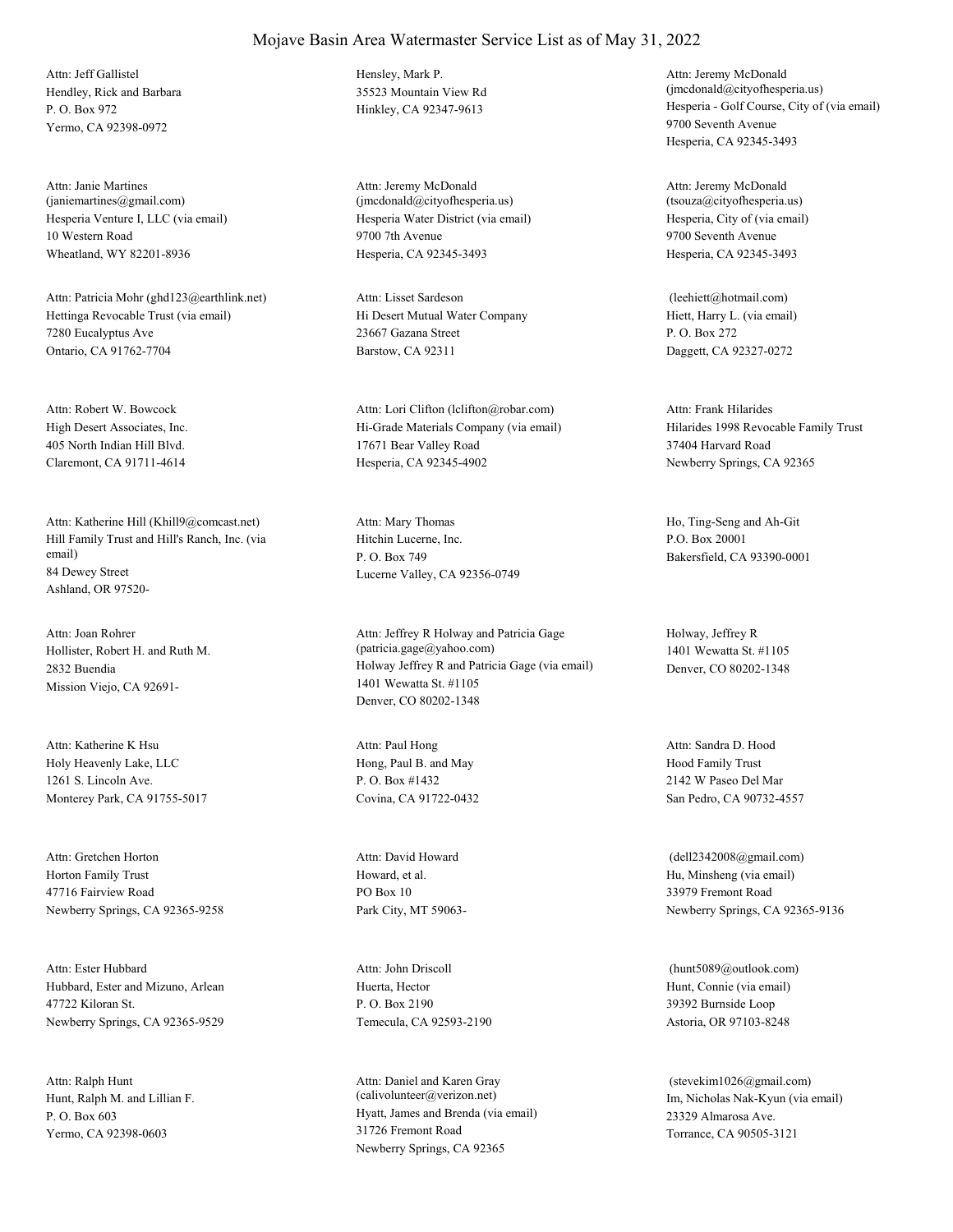# Mojave Basin Area Watermaster Service List as of May 31, 2022

Attn: Jeff Gallistel
Hendley, Rick and Barbara
P. O. Box 972
Yermo, CA 92398-0972

Hensley, Mark P.
35523 Mountain View Rd
Hinkley, CA 92347-9613

Attn: Jeremy McDonald
(jmcdonald@cityofhesperia.us)
Hesperia - Golf Course, City of (via email)
9700 Seventh Avenue
Hesperia, CA 92345-3493

Attn: Janie Martines
(janiemartines@gmail.com)
Hesperia Venture I, LLC (via email)
10 Western Road
Wheatland, WY 82201-8936

Attn: Jeremy McDonald
(jmcdonald@cityofhesperia.us)
Hesperia Water District (via email)
9700 7th Avenue
Hesperia, CA 92345-3493

Attn: Jeremy McDonald
(tsouza@cityofhesperia.us)
Hesperia, City of (via email)
9700 Seventh Avenue
Hesperia, CA 92345-3493

Attn: Patricia Mohr (ghd123@earthlink.net)
Hettinga Revocable Trust (via email)
7280 Eucalyptus Ave
Ontario, CA 91762-7704

Attn: Lisset Sardeson
Hi Desert Mutual Water Company
23667 Gazana Street
Barstow, CA 92311

(leehiett@hotmail.com)
Hiett, Harry L. (via email)
P. O. Box 272
Daggett, CA 92327-0272

Attn: Robert W. Bowcock
High Desert Associates, Inc.
405 North Indian Hill Blvd.
Claremont, CA 91711-4614

Attn: Lori Clifton (lclifton@robar.com)
Hi-Grade Materials Company (via email)
17671 Bear Valley Road
Hesperia, CA 92345-4902

Attn: Frank Hilarides
Hilarides 1998 Revocable Family Trust
37404 Harvard Road
Newberry Springs, CA 92365

Attn: Katherine Hill (Khill9@comcast.net)
Hill Family Trust and Hill's Ranch, Inc. (via email)
84 Dewey Street
Ashland, OR 97520-

Attn: Mary Thomas
Hitchin Lucerne, Inc.
P. O. Box 749
Lucerne Valley, CA 92356-0749

Ho, Ting-Seng and Ah-Git
P.O. Box 20001
Bakersfield, CA 93390-0001

Attn: Joan Rohrer
Hollister, Robert H. and Ruth M.
2832 Buendia
Mission Viejo, CA 92691-

Attn: Jeffrey R Holway and Patricia Gage
(patricia.gage@yahoo.com)
Holway Jeffrey R and Patricia Gage (via email)
1401 Wewatta St. #1105
Denver, CO 80202-1348

Holway, Jeffrey R
1401 Wewatta St. #1105
Denver, CO 80202-1348

Attn: Katherine K Hsu
Holy Heavenly Lake, LLC
1261 S. Lincoln Ave.
Monterey Park, CA 91755-5017

Attn: Paul Hong
Hong, Paul B. and May
P. O. Box #1432
Covina, CA 91722-0432

Attn: Sandra D. Hood
Hood Family Trust
2142 W Paseo Del Mar
San Pedro, CA 90732-4557

Attn: Gretchen Horton
Horton Family Trust
47716 Fairview Road
Newberry Springs, CA 92365-9258

Attn: David Howard
Howard, et al.
PO Box 10
Park City, MT 59063-

(dell2342008@gmail.com)
Hu, Minsheng (via email)
33979 Fremont Road
Newberry Springs, CA 92365-9136

Attn: Ester Hubbard
Hubbard, Ester and Mizuno, Arlean
47722 Kiloran St.
Newberry Springs, CA 92365-9529

Attn: John Driscoll
Huerta, Hector
P. O. Box 2190
Temecula, CA 92593-2190

(hunt5089@outlook.com)
Hunt, Connie (via email)
39392 Burnside Loop
Astoria, OR 97103-8248

Attn: Ralph Hunt
Hunt, Ralph M. and Lillian F.
P. O. Box 603
Yermo, CA 92398-0603

Attn: Daniel and Karen Gray
(calivolunteer@verizon.net)
Hyatt, James and Brenda (via email)
31726 Fremont Road
Newberry Springs, CA 92365

(stevekim1026@gmail.com)
Im, Nicholas Nak-Kyun (via email)
23329 Almarosa Ave.
Torrance, CA 90505-3121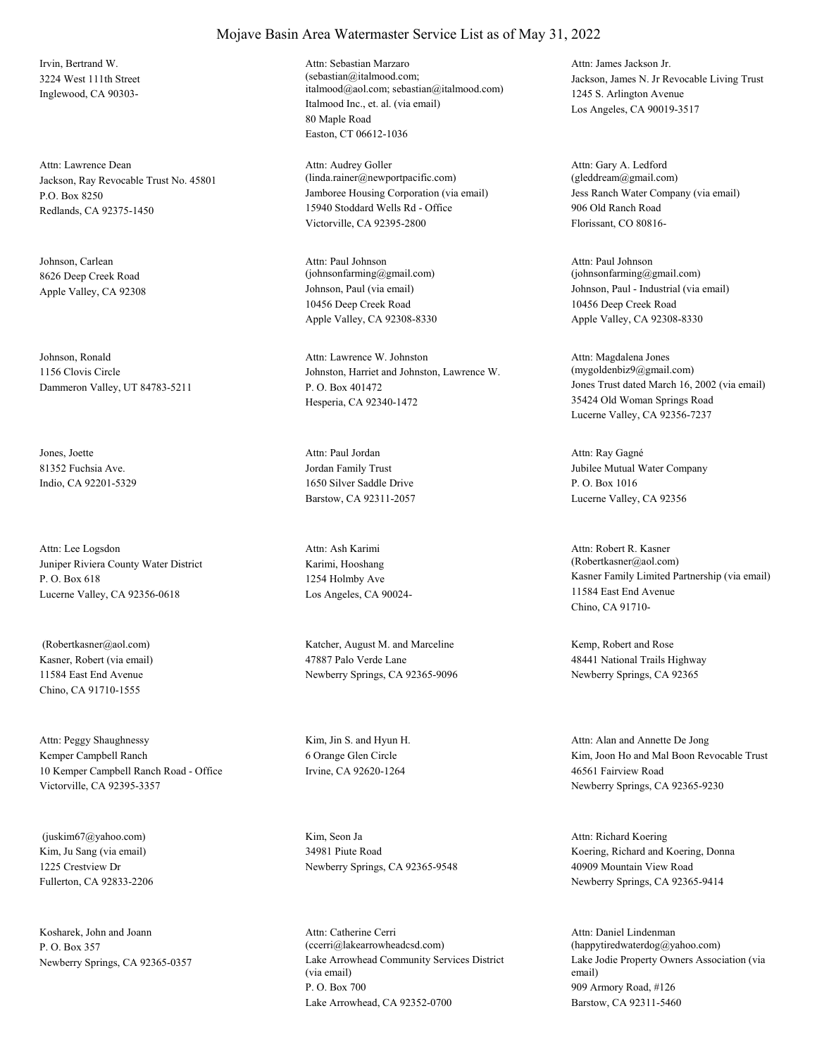# Mojave Basin Area Watermaster Service List as of May 31, 2022

Irvin, Bertrand W.
3224 West 111th Street
Inglewood, CA 90303-

Attn: Sebastian Marzaro
(sebastian@italmood.com; italmood@aol.com; sebastian@italmood.com)
Italmood Inc., et. al. (via email)
80 Maple Road
Easton, CT 06612-1036

Attn: James Jackson Jr.
Jackson, James N. Jr Revocable Living Trust
1245 S. Arlington Avenue
Los Angeles, CA 90019-3517

Attn: Lawrence Dean
Jackson, Ray Revocable Trust No. 45801
P.O. Box 8250
Redlands, CA 92375-1450

Attn: Audrey Goller
(linda.rainer@newportpacific.com)
Jamboree Housing Corporation (via email)
15940 Stoddard Wells Rd - Office
Victorville, CA 92395-2800

Attn: Gary A. Ledford
(gleddream@gmail.com)
Jess Ranch Water Company (via email)
906 Old Ranch Road
Florissant, CO 80816-

Johnson, Carlean
8626 Deep Creek Road
Apple Valley, CA 92308

Attn: Paul Johnson
(johnsonfarming@gmail.com)
Johnson, Paul (via email)
10456 Deep Creek Road
Apple Valley, CA 92308-8330

Attn: Paul Johnson
(johnsonfarming@gmail.com)
Johnson, Paul - Industrial (via email)
10456 Deep Creek Road
Apple Valley, CA 92308-8330

Johnson, Ronald
1156 Clovis Circle
Dammeron Valley, UT 84783-5211

Attn: Lawrence W. Johnston
Johnston, Harriet and Johnston, Lawrence W.
P. O. Box 401472
Hesperia, CA 92340-1472

Attn: Magdalena Jones
(mygoldenbiz9@gmail.com)
Jones Trust dated March 16, 2002 (via email)
35424 Old Woman Springs Road
Lucerne Valley, CA 92356-7237

Jones, Joette
81352 Fuchsia Ave.
Indio, CA 92201-5329

Attn: Paul Jordan
Jordan Family Trust
1650 Silver Saddle Drive
Barstow, CA 92311-2057

Attn: Ray Gagné
Jubilee Mutual Water Company
P. O. Box 1016
Lucerne Valley, CA 92356

Attn: Lee Logsdon
Juniper Riviera County Water District
P. O. Box 618
Lucerne Valley, CA 92356-0618

Attn: Ash Karimi
Karimi, Hooshang
1254 Holmby Ave
Los Angeles, CA 90024-

Attn: Robert R. Kasner
(Robertkasner@aol.com)
Kasner Family Limited Partnership (via email)
11584 East End Avenue
Chino, CA 91710-

(Robertkasner@aol.com)
Kasner, Robert (via email)
11584 East End Avenue
Chino, CA 91710-1555

Katcher, August M. and Marceline
47887 Palo Verde Lane
Newberry Springs, CA 92365-9096

Kemp, Robert and Rose
48441 National Trails Highway
Newberry Springs, CA 92365

Attn: Peggy Shaughnessy
Kemper Campbell Ranch
10 Kemper Campbell Ranch Road - Office
Victorville, CA 92395-3357

Kim, Jin S. and Hyun H.
6 Orange Glen Circle
Irvine, CA 92620-1264

Attn: Alan and Annette De Jong
Kim, Joon Ho and Mal Boon Revocable Trust
46561 Fairview Road
Newberry Springs, CA 92365-9230

(juskim67@yahoo.com)
Kim, Ju Sang (via email)
1225 Crestview Dr
Fullerton, CA 92833-2206

Kim, Seon Ja
34981 Piute Road
Newberry Springs, CA 92365-9548

Attn: Richard Koering
Koering, Richard and Koering, Donna
40909 Mountain View Road
Newberry Springs, CA 92365-9414

Kosharek, John and Joann
P. O. Box 357
Newberry Springs, CA 92365-0357

Attn: Catherine Cerri
(ccerri@lakearrowheadcsd.com)
Lake Arrowhead Community Services District (via email)
P. O. Box 700
Lake Arrowhead, CA 92352-0700

Attn: Daniel Lindenman
(happytiredwaterdog@yahoo.com)
Lake Jodie Property Owners Association (via email)
909 Armory Road, #126
Barstow, CA 92311-5460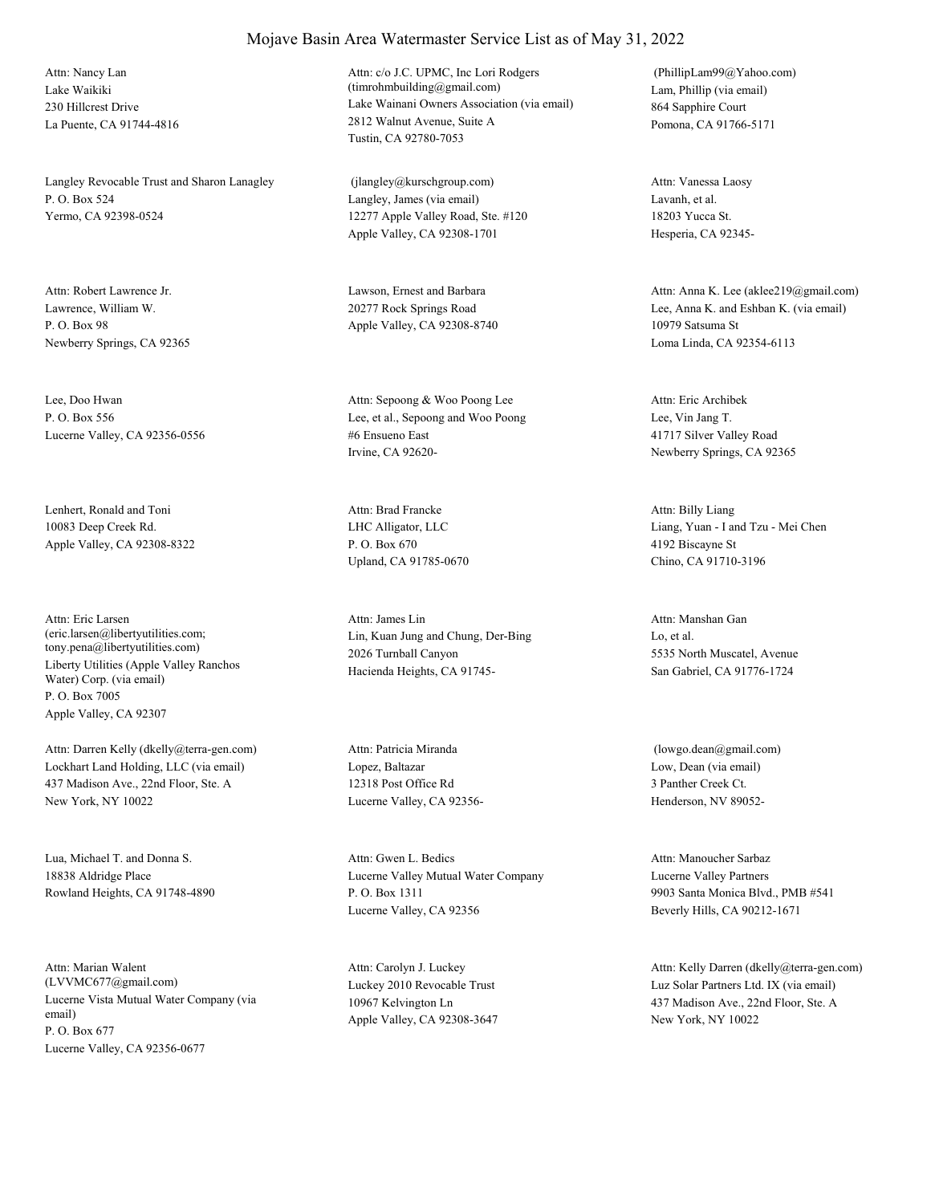# Mojave Basin Area Watermaster Service List as of May 31, 2022

Attn: Nancy Lan
Lake Waikiki
230 Hillcrest Drive
La Puente, CA 91744-4816

Attn: c/o J.C. UPMC, Inc Lori Rodgers
(timrohmbuilding@gmail.com)
Lake Wainani Owners Association (via email)
2812 Walnut Avenue, Suite A
Tustin, CA 92780-7053

(PhillipLam99@Yahoo.com)
Lam, Phillip (via email)
864 Sapphire Court
Pomona, CA 91766-5171

Langley Revocable Trust and Sharon Lanagley
P. O. Box 524
Yermo, CA 92398-0524

(jlangley@kurschgroup.com)
Langley, James (via email)
12277 Apple Valley Road, Ste. #120
Apple Valley, CA 92308-1701

Attn: Vanessa Laosy
Lavanh, et al.
18203 Yucca St.
Hesperia, CA 92345-

Attn: Robert Lawrence Jr.
Lawrence, William W.
P. O. Box 98
Newberry Springs, CA 92365

Lawson, Ernest and Barbara
20277 Rock Springs Road
Apple Valley, CA 92308-8740

Attn: Anna K. Lee (aklee219@gmail.com)
Lee, Anna K. and Eshban K. (via email)
10979 Satsuma St
Loma Linda, CA 92354-6113

Lee, Doo Hwan
P. O. Box 556
Lucerne Valley, CA 92356-0556

Attn: Sepoong & Woo Poong Lee
Lee, et al., Sepoong and Woo Poong
#6 Ensueno East
Irvine, CA 92620-

Attn: Eric Archibek
Lee, Vin Jang T.
41717 Silver Valley Road
Newberry Springs, CA 92365

Lenhert, Ronald and Toni
10083 Deep Creek Rd.
Apple Valley, CA 92308-8322

Attn: Brad Francke
LHC Alligator, LLC
P. O. Box 670
Upland, CA 91785-0670

Attn: Billy Liang
Liang, Yuan - I and Tzu - Mei Chen
4192 Biscayne St
Chino, CA 91710-3196

Attn: Eric Larsen
(eric.larsen@libertyutilities.com;
tony.pena@libertyutilities.com)
Liberty Utilities (Apple Valley Ranchos Water) Corp. (via email)
P. O. Box 7005
Apple Valley, CA 92307

Attn: James Lin
Lin, Kuan Jung and Chung, Der-Bing
2026 Turnball Canyon
Hacienda Heights, CA 91745-

Attn: Manshan Gan
Lo, et al.
5535 North Muscatel, Avenue
San Gabriel, CA 91776-1724

Attn: Darren Kelly (dkelly@terra-gen.com)
Lockhart Land Holding, LLC (via email)
437 Madison Ave., 22nd Floor, Ste. A
New York, NY 10022

Attn: Patricia Miranda
Lopez, Baltazar
12318 Post Office Rd
Lucerne Valley, CA 92356-

(lowgo.dean@gmail.com)
Low, Dean (via email)
3 Panther Creek Ct.
Henderson, NV 89052-

Lua, Michael T. and Donna S.
18838 Aldridge Place
Rowland Heights, CA 91748-4890

Attn: Gwen L. Bedics
Lucerne Valley Mutual Water Company
P. O. Box 1311
Lucerne Valley, CA 92356

Attn: Manoucher Sarbaz
Lucerne Valley Partners
9903 Santa Monica Blvd., PMB #541
Beverly Hills, CA 90212-1671

Attn: Marian Walent
(LVVMC677@gmail.com)
Lucerne Vista Mutual Water Company (via email)
P. O. Box 677
Lucerne Valley, CA 92356-0677

Attn: Carolyn J. Luckey
Luckey 2010 Revocable Trust
10967 Kelvington Ln
Apple Valley, CA 92308-3647

Attn: Kelly Darren (dkelly@terra-gen.com)
Luz Solar Partners Ltd. IX (via email)
437 Madison Ave., 22nd Floor, Ste. A
New York, NY 10022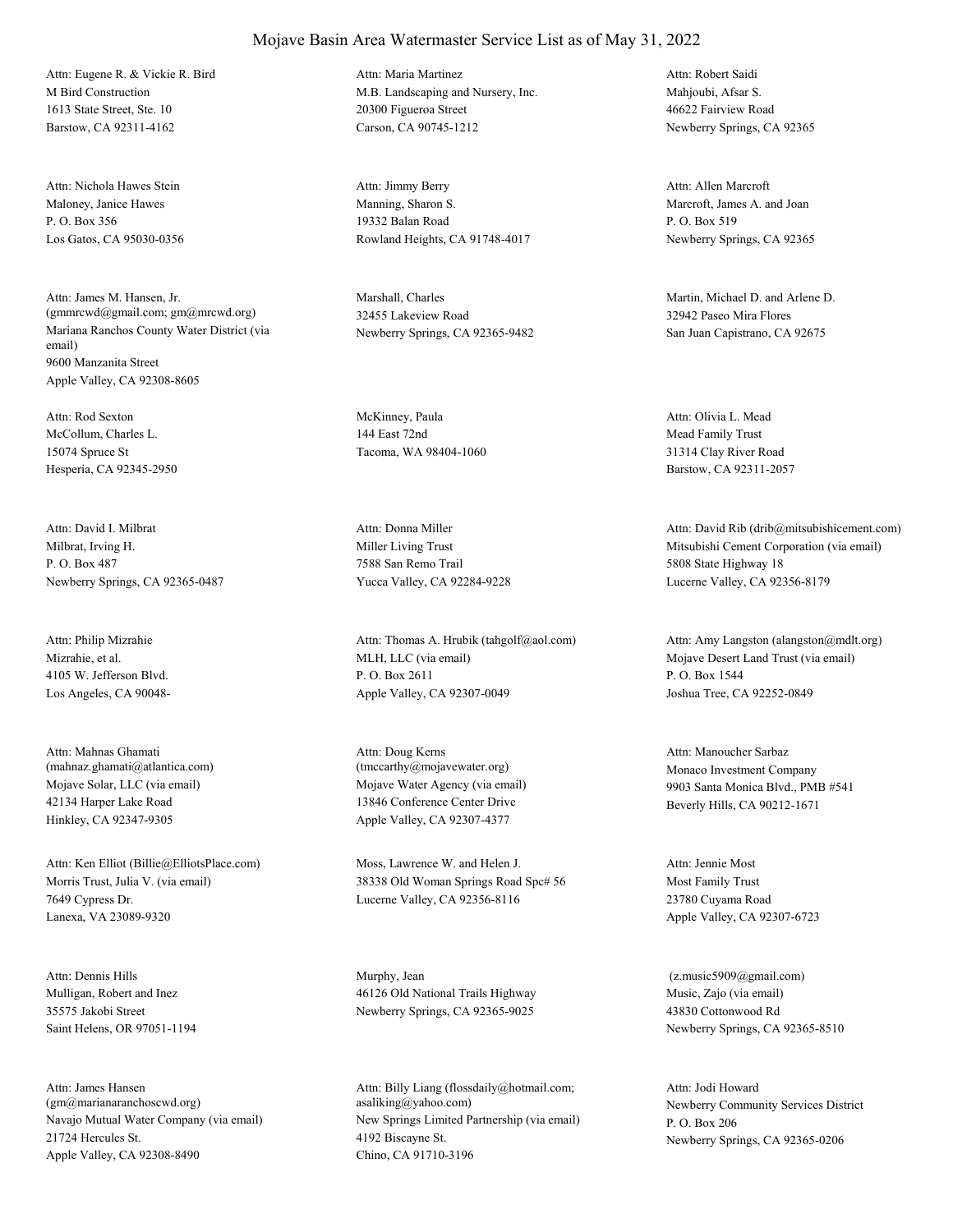# Mojave Basin Area Watermaster Service List as of May 31, 2022

Attn: Eugene R. & Vickie R. Bird
M Bird Construction
1613 State Street, Ste. 10
Barstow, CA 92311-4162

Attn: Maria Martinez
M.B. Landscaping and Nursery, Inc.
20300 Figueroa Street
Carson, CA 90745-1212

Attn: Robert Saidi
Mahjoubi, Afsar S.
46622 Fairview Road
Newberry Springs, CA 92365

Attn: Nichola Hawes Stein
Maloney, Janice Hawes
P. O. Box 356
Los Gatos, CA 95030-0356

Attn: Jimmy Berry
Manning, Sharon S.
19332 Balan Road
Rowland Heights, CA 91748-4017

Attn: Allen Marcroft
Marcroft, James A. and Joan
P. O. Box 519
Newberry Springs, CA 92365

Attn: James M. Hansen, Jr.
(gmmrcwd@gmail.com; gm@mrcwd.org)
Mariana Ranchos County Water District (via email)
9600 Manzanita Street
Apple Valley, CA 92308-8605

Marshall, Charles
32455 Lakeview Road
Newberry Springs, CA 92365-9482

Martin, Michael D. and Arlene D.
32942 Paseo Mira Flores
San Juan Capistrano, CA 92675

Attn: Rod Sexton
McCollum, Charles L.
15074 Spruce St
Hesperia, CA 92345-2950

McKinney, Paula
144 East 72nd
Tacoma, WA 98404-1060

Attn: Olivia L. Mead
Mead Family Trust
31314 Clay River Road
Barstow, CA 92311-2057

Attn: David I. Milbrat
Milbrat, Irving H.
P. O. Box 487
Newberry Springs, CA 92365-0487

Attn: Donna Miller
Miller Living Trust
7588 San Remo Trail
Yucca Valley, CA 92284-9228

Attn: David Rib (drib@mitsubishicement.com)
Mitsubishi Cement Corporation (via email)
5808 State Highway 18
Lucerne Valley, CA 92356-8179

Attn: Philip Mizrahie
Mizrahie, et al.
4105 W. Jefferson Blvd.
Los Angeles, CA 90048-

Attn: Thomas A. Hrubik (tahgolf@aol.com)
MLH, LLC (via email)
P. O. Box 2611
Apple Valley, CA 92307-0049

Attn: Amy Langston (alangston@mdlt.org)
Mojave Desert Land Trust (via email)
P. O. Box 1544
Joshua Tree, CA 92252-0849

Attn: Mahnas Ghamati
(mahnaz.ghamati@atlantica.com)
Mojave Solar, LLC (via email)
42134 Harper Lake Road
Hinkley, CA 92347-9305

Attn: Doug Kerns
(tmccarthy@mojavewater.org)
Mojave Water Agency (via email)
13846 Conference Center Drive
Apple Valley, CA 92307-4377

Attn: Manoucher Sarbaz
Monaco Investment Company
9903 Santa Monica Blvd., PMB #541
Beverly Hills, CA 90212-1671

Attn: Ken Elliot (Billie@ElliotsPlace.com)
Morris Trust, Julia V. (via email)
7649 Cypress Dr.
Lanexa, VA 23089-9320

Moss, Lawrence W. and Helen J.
38338 Old Woman Springs Road Spc# 56
Lucerne Valley, CA 92356-8116

Attn: Jennie Most
Most Family Trust
23780 Cuyama Road
Apple Valley, CA 92307-6723

Attn: Dennis Hills
Mulligan, Robert and Inez
35575 Jakobi Street
Saint Helens, OR 97051-1194

Murphy, Jean
46126 Old National Trails Highway
Newberry Springs, CA 92365-9025

(z.music5909@gmail.com)
Music, Zajo (via email)
43830 Cottonwood Rd
Newberry Springs, CA 92365-8510

Attn: James Hansen
(gm@marianaranchoscwd.org)
Navajo Mutual Water Company (via email)
21724 Hercules St.
Apple Valley, CA 92308-8490

Attn: Billy Liang (flossdaily@hotmail.com; asaliking@yahoo.com)
New Springs Limited Partnership (via email)
4192 Biscayne St.
Chino, CA 91710-3196

Attn: Jodi Howard
Newberry Community Services District
P. O. Box 206
Newberry Springs, CA 92365-0206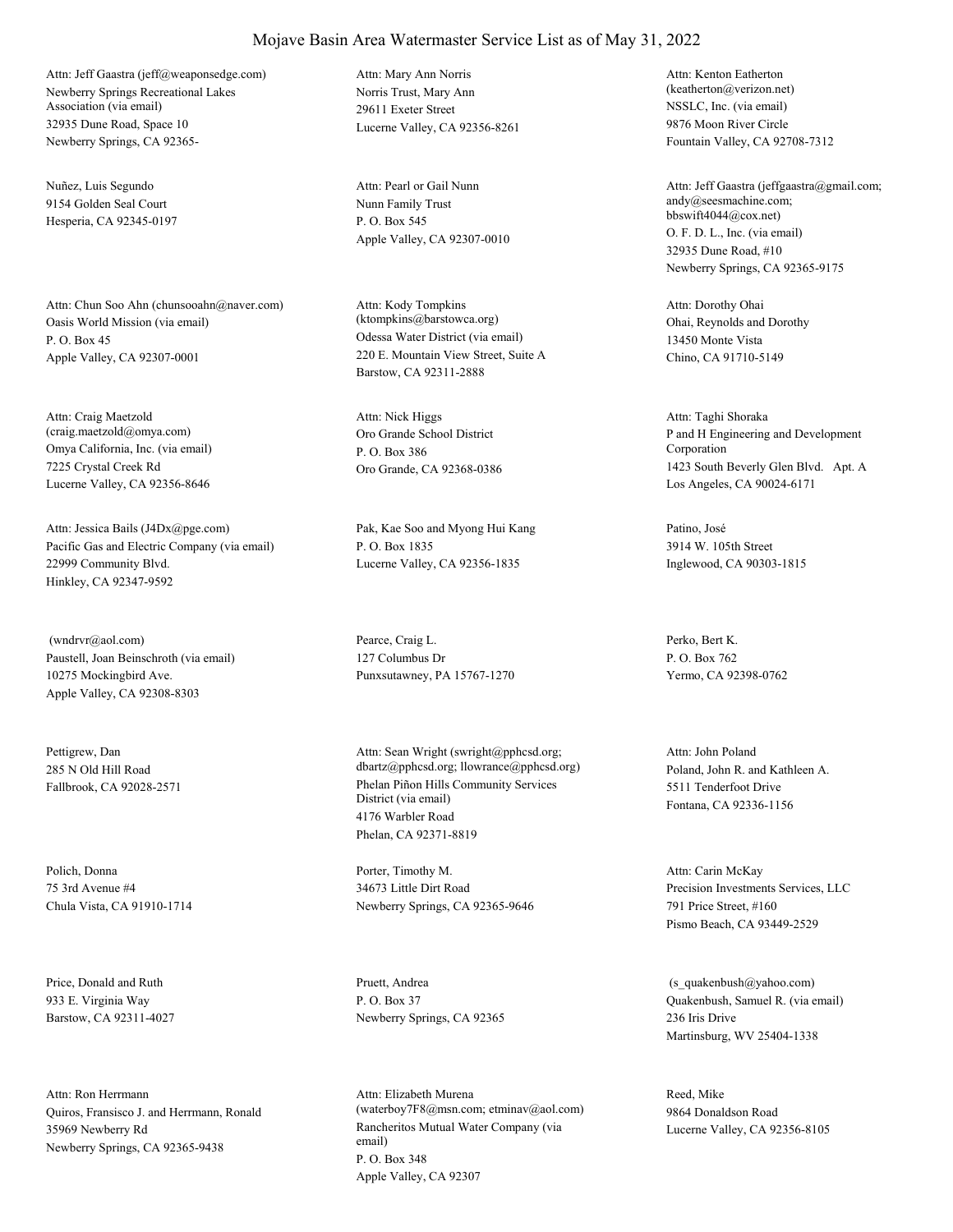# Mojave Basin Area Watermaster Service List as of May 31, 2022

Attn: Jeff Gaastra (jeff@weaponsedge.com)
Newberry Springs Recreational Lakes Association (via email)
32935 Dune Road, Space 10
Newberry Springs, CA 92365-

Attn: Mary Ann Norris
Norris Trust, Mary Ann
29611 Exeter Street
Lucerne Valley, CA 92356-8261

Attn: Kenton Eatherton (keatherton@verizon.net)
NSSLC, Inc. (via email)
9876 Moon River Circle
Fountain Valley, CA 92708-7312

Nuñez, Luis Segundo
9154 Golden Seal Court
Hesperia, CA 92345-0197

Attn: Pearl or Gail Nunn
Nunn Family Trust
P. O. Box 545
Apple Valley, CA 92307-0010

Attn: Jeff Gaastra (jeffgaastra@gmail.com; andy@seesmachine.com; bbswift4044@cox.net)
O. F. D. L., Inc. (via email)
32935 Dune Road, #10
Newberry Springs, CA 92365-9175

Attn: Chun Soo Ahn (chunsooahn@naver.com)
Oasis World Mission (via email)
P. O. Box 45
Apple Valley, CA 92307-0001

Attn: Kody Tompkins (ktompkins@barstowca.org)
Odessa Water District (via email)
220 E. Mountain View Street, Suite A
Barstow, CA 92311-2888

Attn: Dorothy Ohai
Ohai, Reynolds and Dorothy
13450 Monte Vista
Chino, CA 91710-5149

Attn: Craig Maetzold (craig.maetzold@omya.com)
Omya California, Inc. (via email)
7225 Crystal Creek Rd
Lucerne Valley, CA 92356-8646

Attn: Nick Higgs
Oro Grande School District
P. O. Box 386
Oro Grande, CA 92368-0386

Attn: Taghi Shoraka
P and H Engineering and Development Corporation
1423 South Beverly Glen Blvd. Apt. A
Los Angeles, CA 90024-6171

Attn: Jessica Bails (J4Dx@pge.com)
Pacific Gas and Electric Company (via email)
22999 Community Blvd.
Hinkley, CA 92347-9592

Pak, Kae Soo and Myong Hui Kang
P. O. Box 1835
Lucerne Valley, CA 92356-1835

Patino, José
3914 W. 105th Street
Inglewood, CA 90303-1815

(wndrvr@aol.com)
Paustell, Joan Beinschroth (via email)
10275 Mockingbird Ave.
Apple Valley, CA 92308-8303

Pearce, Craig L.
127 Columbus Dr
Punxsutawney, PA 15767-1270

Perko, Bert K.
P. O. Box 762
Yermo, CA 92398-0762

Pettigrew, Dan
285 N Old Hill Road
Fallbrook, CA 92028-2571

Attn: Sean Wright (swright@pphcsd.org; dbartz@pphcsd.org; llowrance@pphcsd.org)
Phelan Piñon Hills Community Services District (via email)
4176 Warbler Road
Phelan, CA 92371-8819

Attn: John Poland
Poland, John R. and Kathleen A.
5511 Tenderfoot Drive
Fontana, CA 92336-1156

Polich, Donna
75 3rd Avenue #4
Chula Vista, CA 91910-1714

Porter, Timothy M.
34673 Little Dirt Road
Newberry Springs, CA 92365-9646

Attn: Carin McKay
Precision Investments Services, LLC
791 Price Street, #160
Pismo Beach, CA 93449-2529

Price, Donald and Ruth
933 E. Virginia Way
Barstow, CA 92311-4027

Pruett, Andrea
P. O. Box 37
Newberry Springs, CA 92365

(s_quakenbush@yahoo.com)
Quakenbush, Samuel R. (via email)
236 Iris Drive
Martinsburg, WV 25404-1338

Attn: Ron Herrmann
Quiros, Fransisco J. and Herrmann, Ronald
35969 Newberry Rd
Newberry Springs, CA 92365-9438

Attn: Elizabeth Murena (waterboy7F8@msn.com; etminav@aol.com)
Rancheritos Mutual Water Company (via email)
P. O. Box 348
Apple Valley, CA 92307

Reed, Mike
9864 Donaldson Road
Lucerne Valley, CA 92356-8105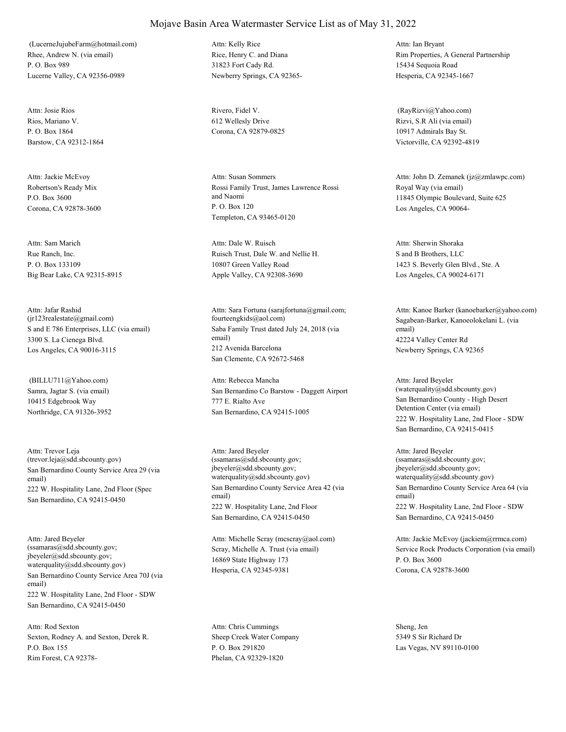# Mojave Basin Area Watermaster Service List as of May 31, 2022

(LucerneJujubeFarm@hotmail.com)
Rhee, Andrew N. (via email)
P. O. Box 989
Lucerne Valley, CA 92356-0989

Attn: Kelly Rice
Rice, Henry C. and Diana
31823 Fort Cady Rd.
Newberry Springs, CA 92365-

Attn: Ian Bryant
Rim Properties, A General Partnership
15434 Sequoia Road
Hesperia, CA 92345-1667

Attn: Josie Rios
Rios, Mariano V.
P. O. Box 1864
Barstow, CA 92312-1864

Rivero, Fidel V.
612 Wellesly Drive
Corona, CA 92879-0825

(RayRizvi@Yahoo.com)
Rizvi, S.R Ali (via email)
10917 Admirals Bay St.
Victorville, CA 92392-4819

Attn: Jackie McEvoy
Robertson's Ready Mix
P.O. Box 3600
Corona, CA 92878-3600

Attn: Susan Sommers
Rossi Family Trust, James Lawrence Rossi and Naomi
P. O. Box 120
Templeton, CA 93465-0120

Attn: John D. Zemanek (jz@zmlawpc.com)
Royal Way (via email)
11845 Olympic Boulevard, Suite 625
Los Angeles, CA 90064-

Attn: Sam Marich
Rue Ranch, Inc.
P. O. Box 133109
Big Bear Lake, CA 92315-8915

Attn: Dale W. Ruisch
Ruisch Trust, Dale W. and Nellie H.
10807 Green Valley Road
Apple Valley, CA 92308-3690

Attn: Sherwin Shoraka
S and B Brothers, LLC
1423 S. Beverly Glen Blvd., Ste. A
Los Angeles, CA 90024-6171

Attn: Jafar Rashid
(jr123realestate@gmail.com)
S and E 786 Enterprises, LLC (via email)
3300 S. La Cienega Blvd.
Los Angeles, CA 90016-3115

Attn: Sara Fortuna (sarajfortuna@gmail.com; fourteengkids@aol.com)
Saba Family Trust dated July 24, 2018 (via email)
212 Avenida Barcelona
San Clemente, CA 92672-5468

Attn: Kanoe Barker (kanoebarker@yahoo.com)
Sagabean-Barker, Kanoeolokelani L. (via email)
42224 Valley Center Rd
Newberry Springs, CA 92365

(BILLU711@Yahoo.com)
Samra, Jagtar S. (via email)
10415 Edgebrook Way
Northridge, CA 91326-3952

Attn: Rebecca Mancha
San Bernardino Co Barstow - Daggett Airport
777 E. Rialto Ave
San Bernardino, CA 92415-1005

Attn: Jared Beyeler
(waterquality@sdd.sbcounty.gov)
San Bernardino County - High Desert Detention Center (via email)
222 W. Hospitality Lane, 2nd Floor - SDW
San Bernardino, CA 92415-0415

Attn: Trevor Leja
(trevor.leja@sdd.sbcounty.gov)
San Bernardino County Service Area 29 (via email)
222 W. Hospitality Lane, 2nd Floor (Spec
San Bernardino, CA 92415-0450

Attn: Jared Beyeler
(ssamaras@sdd.sbcounty.gov; jbeyeler@sdd.sbcounty.gov; waterquality@sdd.sbcounty.gov)
San Bernardino County Service Area 42 (via email)
222 W. Hospitality Lane, 2nd Floor
San Bernardino, CA 92415-0450

Attn: Jared Beyeler
(ssamaras@sdd.sbcounty.gov; jbeyeler@sdd.sbcounty.gov; waterquality@sdd.sbcounty.gov)
San Bernardino County Service Area 64 (via email)
222 W. Hospitality Lane, 2nd Floor - SDW
San Bernardino, CA 92415-0450

Attn: Jared Beyeler
(ssamaras@sdd.sbcounty.gov; jbeyeler@sdd.sbcounty.gov; waterquality@sdd.sbcounty.gov)
San Bernardino County Service Area 70J (via email)
222 W. Hospitality Lane, 2nd Floor - SDW
San Bernardino, CA 92415-0450

Attn: Michelle Scray (mcscray@aol.com)
Scray, Michelle A. Trust (via email)
16869 State Highway 173
Hesperia, CA 92345-9381

Attn: Jackie McEvoy (jackiem@rrmca.com)
Service Rock Products Corporation (via email)
P. O. Box 3600
Corona, CA 92878-3600

Attn: Rod Sexton
Sexton, Rodney A. and Sexton, Derek R.
P.O. Box 155
Rim Forest, CA 92378-

Attn: Chris Cummings
Sheep Creek Water Company
P. O. Box 291820
Phelan, CA 92329-1820

Sheng, Jen
5349 S Sir Richard Dr
Las Vegas, NV 89110-0100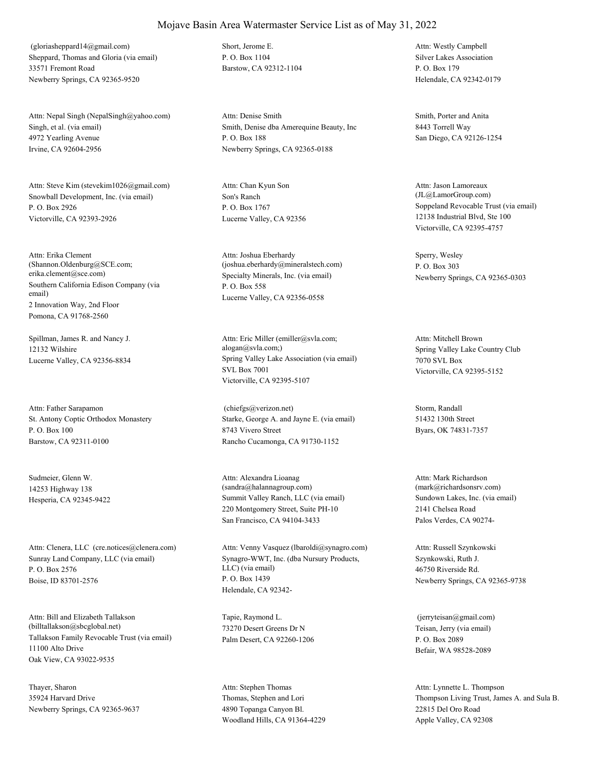# Mojave Basin Area Watermaster Service List as of May 31, 2022

(gloriasheppard14@gmail.com)
Sheppard, Thomas and Gloria (via email)
33571 Fremont Road
Newberry Springs, CA 92365-9520

Short, Jerome E.
P. O. Box 1104
Barstow, CA 92312-1104

Attn: Westly Campbell
Silver Lakes Association
P. O. Box 179
Helendale, CA 92342-0179

Attn: Nepal Singh (NepalSingh@yahoo.com)
Singh, et al. (via email)
4972 Yearling Avenue
Irvine, CA 92604-2956

Attn: Denise Smith
Smith, Denise dba Amerequine Beauty, Inc
P. O. Box 188
Newberry Springs, CA 92365-0188

Smith, Porter and Anita
8443 Torrell Way
San Diego, CA 92126-1254

Attn: Steve Kim (stevekim1026@gmail.com)
Snowball Development, Inc. (via email)
P. O. Box 2926
Victorville, CA 92393-2926

Attn: Chan Kyun Son
Son's Ranch
P. O. Box 1767
Lucerne Valley, CA 92356

Attn: Jason Lamoreaux
(JL@LamorGroup.com)
Soppeland Revocable Trust (via email)
12138 Industrial Blvd, Ste 100
Victorville, CA 92395-4757

Attn: Erika Clement
(Shannon.Oldenburg@SCE.com; erika.clement@sce.com)
Southern California Edison Company (via email)
2 Innovation Way, 2nd Floor
Pomona, CA 91768-2560

Attn: Joshua Eberhardy
(joshua.eberhardy@mineralstech.com)
Specialty Minerals, Inc. (via email)
P. O. Box 558
Lucerne Valley, CA 92356-0558

Sperry, Wesley
P. O. Box 303
Newberry Springs, CA 92365-0303

Spillman, James R. and Nancy J.
12132 Wilshire
Lucerne Valley, CA 92356-8834

Attn: Eric Miller (emiller@svla.com; alogan@svla.com;)
Spring Valley Lake Association (via email)
SVL Box 7001
Victorville, CA 92395-5107

Attn: Mitchell Brown
Spring Valley Lake Country Club
7070 SVL Box
Victorville, CA 92395-5152

Attn: Father Sarapamon
St. Antony Coptic Orthodox Monastery
P. O. Box 100
Barstow, CA 92311-0100

(chiefgs@verizon.net)
Starke, George A. and Jayne E. (via email)
8743 Vivero Street
Rancho Cucamonga, CA 91730-1152

Storm, Randall
51432 130th Street
Byars, OK 74831-7357

Sudmeier, Glenn W.
14253 Highway 138
Hesperia, CA 92345-9422

Attn: Alexandra Lioanag
(sandra@halannagroup.com)
Summit Valley Ranch, LLC (via email)
220 Montgomery Street, Suite PH-10
San Francisco, CA 94104-3433

Attn: Mark Richardson
(mark@richardsonsrv.com)
Sundown Lakes, Inc. (via email)
2141 Chelsea Road
Palos Verdes, CA 90274-

Attn: Clenera, LLC (cre.notices@clenera.com)
Sunray Land Company, LLC (via email)
P. O. Box 2576
Boise, ID 83701-2576

Attn: Venny Vasquez (lbaroldi@synagro.com)
Synagro-WWT, Inc. (dba Nursury Products, LLC) (via email)
P. O. Box 1439
Helendale, CA 92342-

Attn: Russell Szynkowski
Szynkowski, Ruth J.
46750 Riverside Rd.
Newberry Springs, CA 92365-9738

Attn: Bill and Elizabeth Tallakson
(billtallakson@sbcglobal.net)
Tallakson Family Revocable Trust (via email)
11100 Alto Drive
Oak View, CA 93022-9535

Tapie, Raymond L.
73270 Desert Greens Dr N
Palm Desert, CA 92260-1206

(jerryteisan@gmail.com)
Teisan, Jerry (via email)
P. O. Box 2089
Befair, WA 98528-2089

Thayer, Sharon
35924 Harvard Drive
Newberry Springs, CA 92365-9637

Attn: Stephen Thomas
Thomas, Stephen and Lori
4890 Topanga Canyon Bl.
Woodland Hills, CA 91364-4229

Attn: Lynnette L. Thompson
Thompson Living Trust, James A. and Sula B.
22815 Del Oro Road
Apple Valley, CA 92308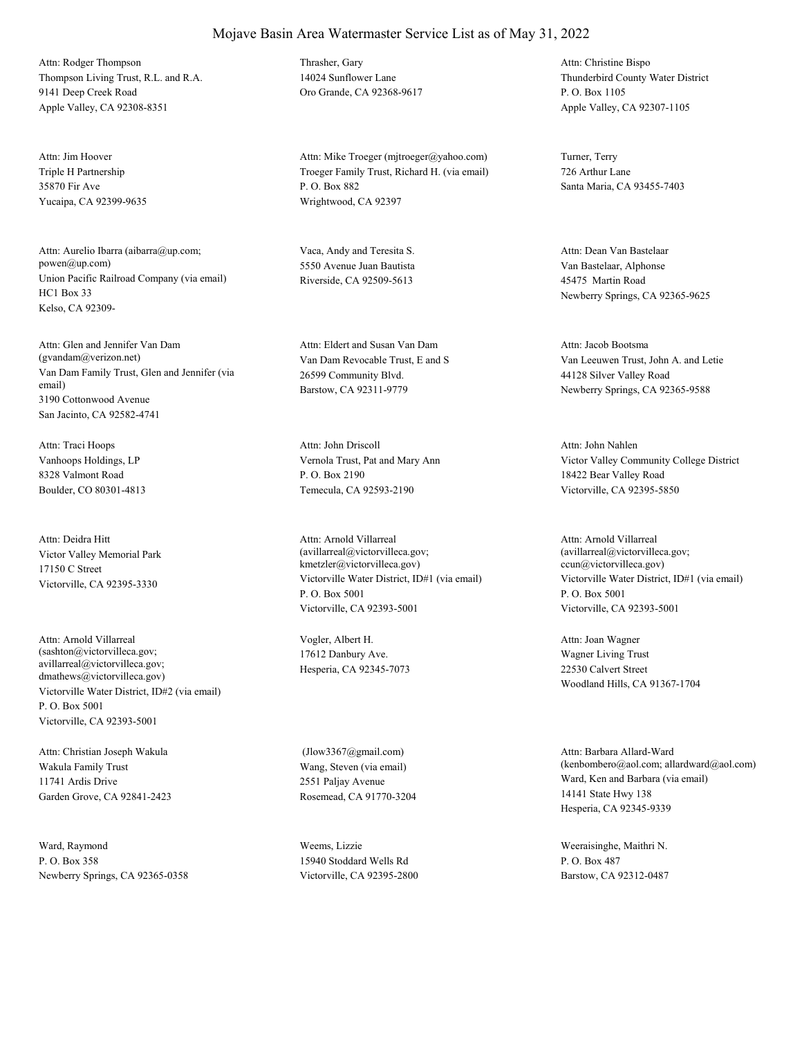# Mojave Basin Area Watermaster Service List as of May 31, 2022

Attn: Rodger Thompson
Thompson Living Trust, R.L. and R.A.
9141 Deep Creek Road
Apple Valley, CA 92308-8351

Thrasher, Gary
14024 Sunflower Lane
Oro Grande, CA 92368-9617

Attn: Christine Bispo
Thunderbird County Water District
P. O. Box 1105
Apple Valley, CA 92307-1105

Attn: Jim Hoover
Triple H Partnership
35870 Fir Ave
Yucaipa, CA 92399-9635

Attn: Mike Troeger (mjtroeger@yahoo.com)
Troeger Family Trust, Richard H. (via email)
P. O. Box 882
Wrightwood, CA 92397

Turner, Terry
726 Arthur Lane
Santa Maria, CA 93455-7403

Attn: Aurelio Ibarra (aibarra@up.com; powen@up.com)
Union Pacific Railroad Company (via email)
HC1 Box 33
Kelso, CA 92309-

Vaca, Andy and Teresita S.
5550 Avenue Juan Bautista
Riverside, CA 92509-5613

Attn: Dean Van Bastelaar
Van Bastelaar, Alphonse
45475 Martin Road
Newberry Springs, CA 92365-9625

Attn: Glen and Jennifer Van Dam (gvandam@verizon.net)
Van Dam Family Trust, Glen and Jennifer (via email)
3190 Cottonwood Avenue
San Jacinto, CA 92582-4741

Attn: Eldert and Susan Van Dam
Van Dam Revocable Trust, E and S
26599 Community Blvd.
Barstow, CA 92311-9779

Attn: Jacob Bootsma
Van Leeuwen Trust, John A. and Letie
44128 Silver Valley Road
Newberry Springs, CA 92365-9588

Attn: Traci Hoops
Vanhoops Holdings, LP
8328 Valmont Road
Boulder, CO 80301-4813

Attn: John Driscoll
Vernola Trust, Pat and Mary Ann
P. O. Box 2190
Temecula, CA 92593-2190

Attn: John Nahlen
Victor Valley Community College District
18422 Bear Valley Road
Victorville, CA 92395-5850

Attn: Deidra Hitt
Victor Valley Memorial Park
17150 C Street
Victorville, CA 92395-3330

Attn: Arnold Villarreal (avillarreal@victorvilleca.gov; kmetzler@victorvilleca.gov)
Victorville Water District, ID#1 (via email)
P. O. Box 5001
Victorville, CA 92393-5001

Attn: Arnold Villarreal (avillarreal@victorvilleca.gov; ccun@victorvilleca.gov)
Victorville Water District, ID#1 (via email)
P. O. Box 5001
Victorville, CA 92393-5001

Attn: Arnold Villarreal (sashton@victorvilleca.gov; avillarreal@victorvilleca.gov; dmathews@victorvilleca.gov)
Victorville Water District, ID#2 (via email)
P. O. Box 5001
Victorville, CA 92393-5001

Vogler, Albert H.
17612 Danbury Ave.
Hesperia, CA 92345-7073

Attn: Joan Wagner
Wagner Living Trust
22530 Calvert Street
Woodland Hills, CA 91367-1704

Attn: Christian Joseph Wakula
Wakula Family Trust
11741 Ardis Drive
Garden Grove, CA 92841-2423

(Jlow3367@gmail.com)
Wang, Steven (via email)
2551 Paljay Avenue
Rosemead, CA 91770-3204

Attn: Barbara Allard-Ward (kenbombero@aol.com; allardward@aol.com)
Ward, Ken and Barbara (via email)
14141 State Hwy 138
Hesperia, CA 92345-9339

Ward, Raymond
P. O. Box 358
Newberry Springs, CA 92365-0358

Weems, Lizzie
15940 Stoddard Wells Rd
Victorville, CA 92395-2800

Weeraisinghe, Maithri N.
P. O. Box 487
Barstow, CA 92312-0487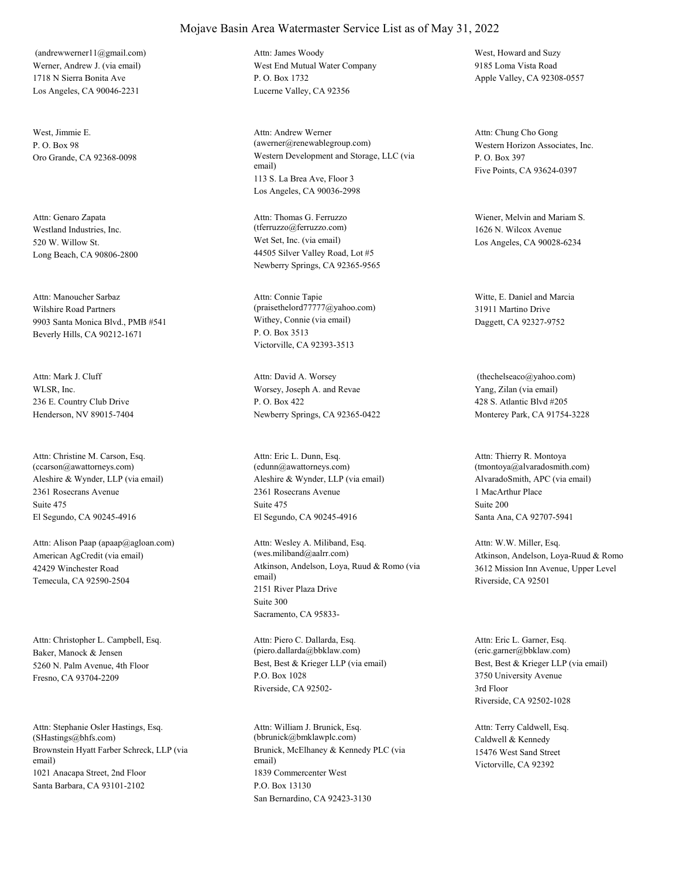# Mojave Basin Area Watermaster Service List as of May 31, 2022

(andrewwerner11@gmail.com)
Werner, Andrew J. (via email)
1718 N Sierra Bonita Ave
Los Angeles, CA 90046-2231

Attn: James Woody
West End Mutual Water Company
P. O. Box 1732
Lucerne Valley, CA 92356

West, Howard and Suzy
9185 Loma Vista Road
Apple Valley, CA 92308-0557

West, Jimmie E.
P. O. Box 98
Oro Grande, CA 92368-0098

Attn: Andrew Werner
(awerner@renewablegroup.com)
Western Development and Storage, LLC (via email)
113 S. La Brea Ave, Floor 3
Los Angeles, CA 90036-2998

Attn: Chung Cho Gong
Western Horizon Associates, Inc.
P. O. Box 397
Five Points, CA 93624-0397

Attn: Genaro Zapata
Westland Industries, Inc.
520 W. Willow St.
Long Beach, CA 90806-2800

Attn: Thomas G. Ferruzzo
(tferruzzo@ferruzzo.com)
Wet Set, Inc. (via email)
44505 Silver Valley Road, Lot #5
Newberry Springs, CA 92365-9565

Wiener, Melvin and Mariam S.
1626 N. Wilcox Avenue
Los Angeles, CA 90028-6234

Attn: Manoucher Sarbaz
Wilshire Road Partners
9903 Santa Monica Blvd., PMB #541
Beverly Hills, CA 90212-1671

Attn: Connie Tapie
(praisethelord77777@yahoo.com)
Withey, Connie (via email)
P. O. Box 3513
Victorville, CA 92393-3513

Witte, E. Daniel and Marcia
31911 Martino Drive
Daggett, CA 92327-9752

Attn: Mark J. Cluff
WLSR, Inc.
236 E. Country Club Drive
Henderson, NV 89015-7404

Attn: David A. Worsey
Worsey, Joseph A. and Revae
P. O. Box 422
Newberry Springs, CA 92365-0422

(thechelseaco@yahoo.com)
Yang, Zilan (via email)
428 S. Atlantic Blvd #205
Monterey Park, CA 91754-3228

Attn: Christine M. Carson, Esq.
(ccarson@awattorneys.com)
Aleshire & Wynder, LLP (via email)
2361 Rosecrans Avenue
Suite 475
El Segundo, CA 90245-4916

Attn: Eric L. Dunn, Esq.
(edunn@awattorneys.com)
Aleshire & Wynder, LLP (via email)
2361 Rosecrans Avenue
Suite 475
El Segundo, CA 90245-4916

Attn: Thierry R. Montoya
(tmontoya@alvaradosmith.com)
AlvaradoSmith, APC (via email)
1 MacArthur Place
Suite 200
Santa Ana, CA 92707-5941

Attn: Alison Paap (apaap@agloan.com)
American AgCredit (via email)
42429 Winchester Road
Temecula, CA 92590-2504

Attn: Wesley A. Miliband, Esq.
(wes.miliband@aalrr.com)
Atkinson, Andelson, Loya, Ruud & Romo (via email)
2151 River Plaza Drive
Suite 300
Sacramento, CA 95833-

Attn: W.W. Miller, Esq.
Atkinson, Andelson, Loya-Ruud & Romo
3612 Mission Inn Avenue, Upper Level
Riverside, CA 92501

Attn: Christopher L. Campbell, Esq.
Baker, Manock & Jensen
5260 N. Palm Avenue, 4th Floor
Fresno, CA 93704-2209

Attn: Piero C. Dallarda, Esq.
(piero.dallarda@bbklaw.com)
Best, Best & Krieger LLP (via email)
P.O. Box 1028
Riverside, CA 92502-

Attn: Eric L. Garner, Esq.
(eric.garner@bbklaw.com)
Best, Best & Krieger LLP (via email)
3750 University Avenue
3rd Floor
Riverside, CA 92502-1028

Attn: Stephanie Osler Hastings, Esq.
(SHastings@bhfs.com)
Brownstein Hyatt Farber Schreck, LLP (via email)
1021 Anacapa Street, 2nd Floor
Santa Barbara, CA 93101-2102

Attn: William J. Brunick, Esq.
(bbrunick@bmklawplc.com)
Brunick, McElhaney & Kennedy PLC (via email)
1839 Commercenter West
P.O. Box 13130
San Bernardino, CA 92423-3130

Attn: Terry Caldwell, Esq.
Caldwell & Kennedy
15476 West Sand Street
Victorville, CA 92392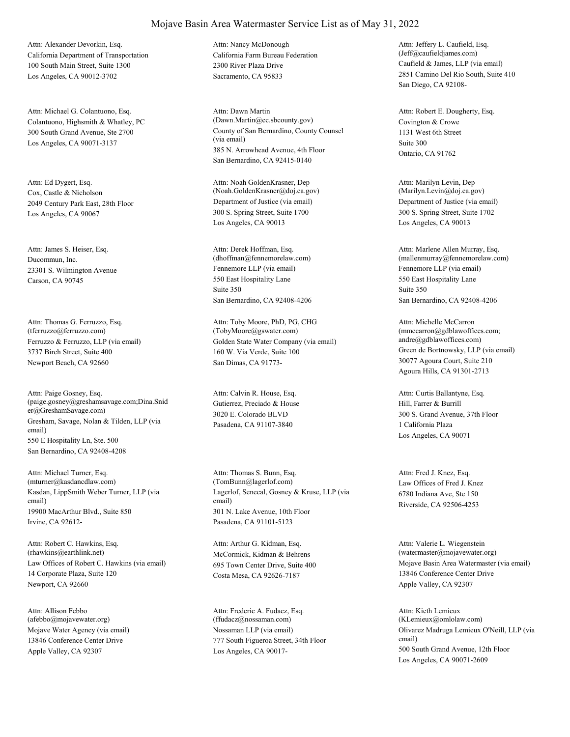# Mojave Basin Area Watermaster Service List as of May 31, 2022

Attn: Alexander Devorkin, Esq.
California Department of Transportation
100 South Main Street, Suite 1300
Los Angeles, CA 90012-3702

Attn: Nancy McDonough
California Farm Bureau Federation
2300 River Plaza Drive
Sacramento, CA 95833

Attn: Jeffery L. Caufield, Esq.
(Jeff@caufieldjames.com)
Caufield & James, LLP (via email)
2851 Camino Del Rio South, Suite 410
San Diego, CA 92108-

Attn: Michael G. Colantuono, Esq.
Colantuono, Highsmith & Whatley, PC
300 South Grand Avenue, Ste 2700
Los Angeles, CA 90071-3137

Attn: Dawn Martin
(Dawn.Martin@cc.sbcounty.gov)
County of San Bernardino, County Counsel (via email)
385 N. Arrowhead Avenue, 4th Floor
San Bernardino, CA 92415-0140

Attn: Robert E. Dougherty, Esq.
Covington & Crowe
1131 West 6th Street
Suite 300
Ontario, CA 91762

Attn: Ed Dygert, Esq.
Cox, Castle & Nicholson
2049 Century Park East, 28th Floor
Los Angeles, CA 90067

Attn: Noah GoldenKrasner, Dep
(Noah.GoldenKrasner@doj.ca.gov)
Department of Justice (via email)
300 S. Spring Street, Suite 1700
Los Angeles, CA 90013

Attn: Marilyn Levin, Dep
(Marilyn.Levin@doj.ca.gov)
Department of Justice (via email)
300 S. Spring Street, Suite 1702
Los Angeles, CA 90013

Attn: James S. Heiser, Esq.
Ducommun, Inc.
23301 S. Wilmington Avenue
Carson, CA 90745

Attn: Derek Hoffman, Esq.
(dhoffman@fennemorelaw.com)
Fennemore LLP (via email)
550 East Hospitality Lane
Suite 350
San Bernardino, CA 92408-4206

Attn: Marlene Allen Murray, Esq.
(mallenmurray@fennemorelaw.com)
Fennemore LLP (via email)
550 East Hospitality Lane
Suite 350
San Bernardino, CA 92408-4206

Attn: Thomas G. Ferruzzo, Esq.
(tferruzzo@ferruzzo.com)
Ferruzzo & Ferruzzo, LLP (via email)
3737 Birch Street, Suite 400
Newport Beach, CA 92660

Attn: Toby Moore, PhD, PG, CHG
(TobyMoore@gswater.com)
Golden State Water Company (via email)
160 W. Via Verde, Suite 100
San Dimas, CA 91773-

Attn: Michelle McCarron
(mmccarron@gdblawoffices.com; andre@gdblawoffices.com)
Green de Bortnowsky, LLP (via email)
30077 Agoura Court, Suite 210
Agoura Hills, CA 91301-2713

Attn: Paige Gosney, Esq.
(paige.gosney@greshamsavage.com;Dina.Snider@GreshamSavage.com)
Gresham, Savage, Nolan & Tilden, LLP (via email)
550 E Hospitality Ln, Ste. 500
San Bernardino, CA 92408-4208

Attn: Calvin R. House, Esq.
Gutierrez, Preciado & House
3020 E. Colorado BLVD
Pasadena, CA 91107-3840

Attn: Curtis Ballantyne, Esq.
Hill, Farrer & Burrill
300 S. Grand Avenue, 37th Floor
1 California Plaza
Los Angeles, CA 90071

Attn: Michael Turner, Esq.
(mturner@kasdancdlaw.com)
Kasdan, LippSmith Weber Turner, LLP (via email)
19900 MacArthur Blvd., Suite 850
Irvine, CA 92612-

Attn: Thomas S. Bunn, Esq.
(TomBunn@lagerlof.com)
Lagerlof, Senecal, Gosney & Kruse, LLP (via email)
301 N. Lake Avenue, 10th Floor
Pasadena, CA 91101-5123

Attn: Fred J. Knez, Esq.
Law Offices of Fred J. Knez
6780 Indiana Ave, Ste 150
Riverside, CA 92506-4253

Attn: Robert C. Hawkins, Esq.
(rhawkins@earthlink.net)
Law Offices of Robert C. Hawkins (via email)
14 Corporate Plaza, Suite 120
Newport, CA 92660

Attn: Arthur G. Kidman, Esq.
McCormick, Kidman & Behrens
695 Town Center Drive, Suite 400
Costa Mesa, CA 92626-7187

Attn: Valerie L. Wiegenstein
(watermaster@mojavewater.org)
Mojave Basin Area Watermaster (via email)
13846 Conference Center Drive
Apple Valley, CA 92307

Attn: Allison Febbo
(afebbo@mojavewater.org)
Mojave Water Agency (via email)
13846 Conference Center Drive
Apple Valley, CA 92307

Attn: Frederic A. Fudacz, Esq.
(ffudacz@nossaman.com)
Nossaman LLP (via email)
777 South Figueroa Street, 34th Floor
Los Angeles, CA 90017-

Attn: Kieth Lemieux
(KLemieux@omlolaw.com)
Olivarez Madruga Lemieux O'Neill, LLP (via email)
500 South Grand Avenue, 12th Floor
Los Angeles, CA 90071-2609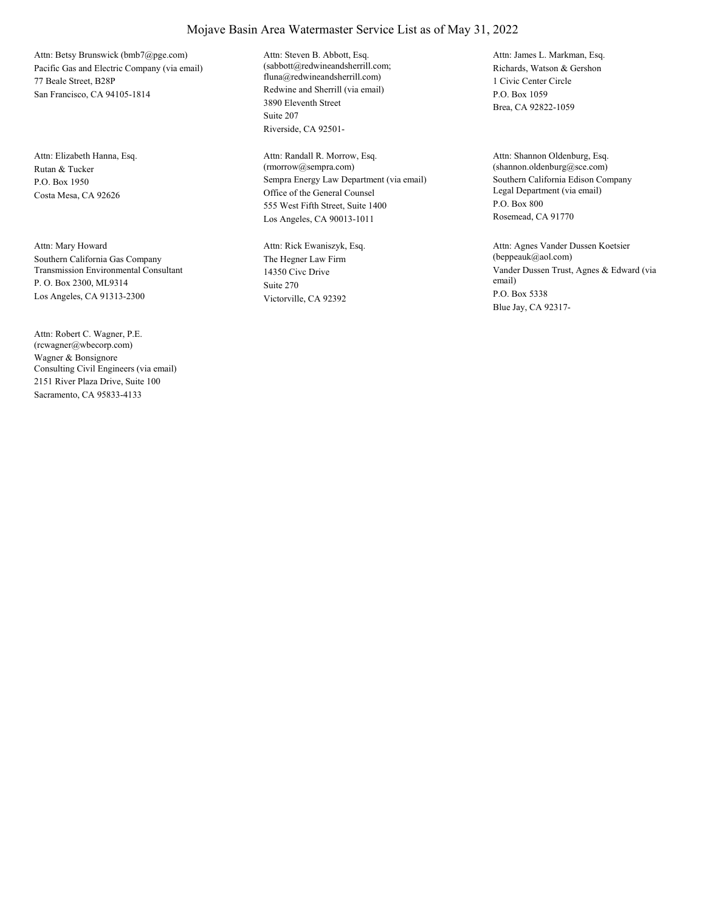# Mojave Basin Area Watermaster Service List as of May 31, 2022

Attn: Betsy Brunswick (bmb7@pge.com)
Pacific Gas and Electric Company (via email)
77 Beale Street, B28P
San Francisco, CA 94105-1814

Attn: Steven B. Abbott, Esq.
(sabbott@redwineandsherrill.com;
fluna@redwineandsherrill.com)
Redwine and Sherrill (via email)
3890 Eleventh Street
Suite 207
Riverside, CA 92501-

Attn: James L. Markman, Esq.
Richards, Watson & Gershon
1 Civic Center Circle
P.O. Box 1059
Brea, CA 92822-1059

Attn: Elizabeth Hanna, Esq.
Rutan & Tucker
P.O. Box 1950
Costa Mesa, CA 92626

Attn: Randall R. Morrow, Esq.
(rmorrow@sempra.com)
Sempra Energy Law Department (via email)
Office of the General Counsel
555 West Fifth Street, Suite 1400
Los Angeles, CA 90013-1011

Attn: Shannon Oldenburg, Esq.
(shannon.oldenburg@sce.com)
Southern California Edison Company
Legal Department (via email)
P.O. Box 800
Rosemead, CA 91770

Attn: Mary Howard
Southern California Gas Company
Transmission Environmental Consultant
P. O. Box 2300, ML9314
Los Angeles, CA 91313-2300

Attn: Rick Ewaniszyk, Esq.
The Hegner Law Firm
14350 Civc Drive
Suite 270
Victorville, CA 92392

Attn: Agnes Vander Dussen Koetsier
(beppeauk@aol.com)
Vander Dussen Trust, Agnes & Edward (via email)
P.O. Box 5338
Blue Jay, CA 92317-

Attn: Robert C. Wagner, P.E.
(rcwagner@wbecorp.com)
Wagner & Bonsignore
Consulting Civil Engineers (via email)
2151 River Plaza Drive, Suite 100
Sacramento, CA 95833-4133